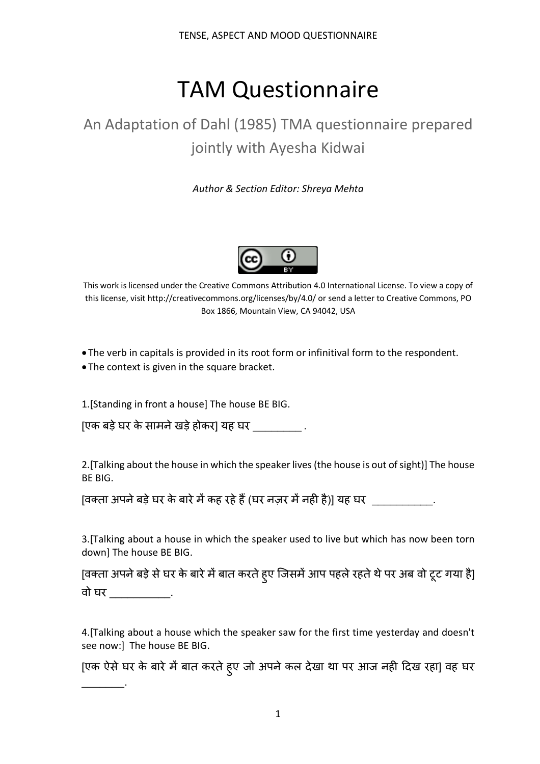# TAM Questionnaire

## An Adaptation of Dahl (1985) TMA questionnaire prepared jointly with Ayesha Kidwai

*Author & Section Editor: Shreya Mehta*

This work is licensed under the Creative Commons Attribution 4.0 International License. To view a copy of this license, visit http://creativecommons.org/licenses/by/4.0/ or send a letter to Creative Commons, PO Box 1866, Mountain View, CA 94042, USA

- The verb in capitals is provided in its root form or infinitival form to the respondent.
- The context is given in the square bracket.

1.[Standing in front a house] The house BE BIG.

[एक बड़े घर के सामने खड़े होकर] यह घर _________ .

2.[Talking about the house in which the speaker lives (the house is out of sight)] The house BE BIG.

[वक्ता अपने बड़े घर के बारे में कह रहे हैं (घर नज़र में नही है)] यह घर ___________.

3.[Talking about a house in which the speaker used to live but which has now been torn down] The house BE BIG.

[वक्ता अपने बड़े से घर के बारे में बात करते हुए जिसमें आप पहले रहते थे पर अब वो टूट गया है] वो घर ___________.

4.[Talking about a house which the speaker saw for the first time yesterday and doesn't see now:] The house BE BIG.

[एक ऐसे घर के बारे में बात करते हुए जो अपने कल देखा था पर आज नही दिख रहा] वह घर ________.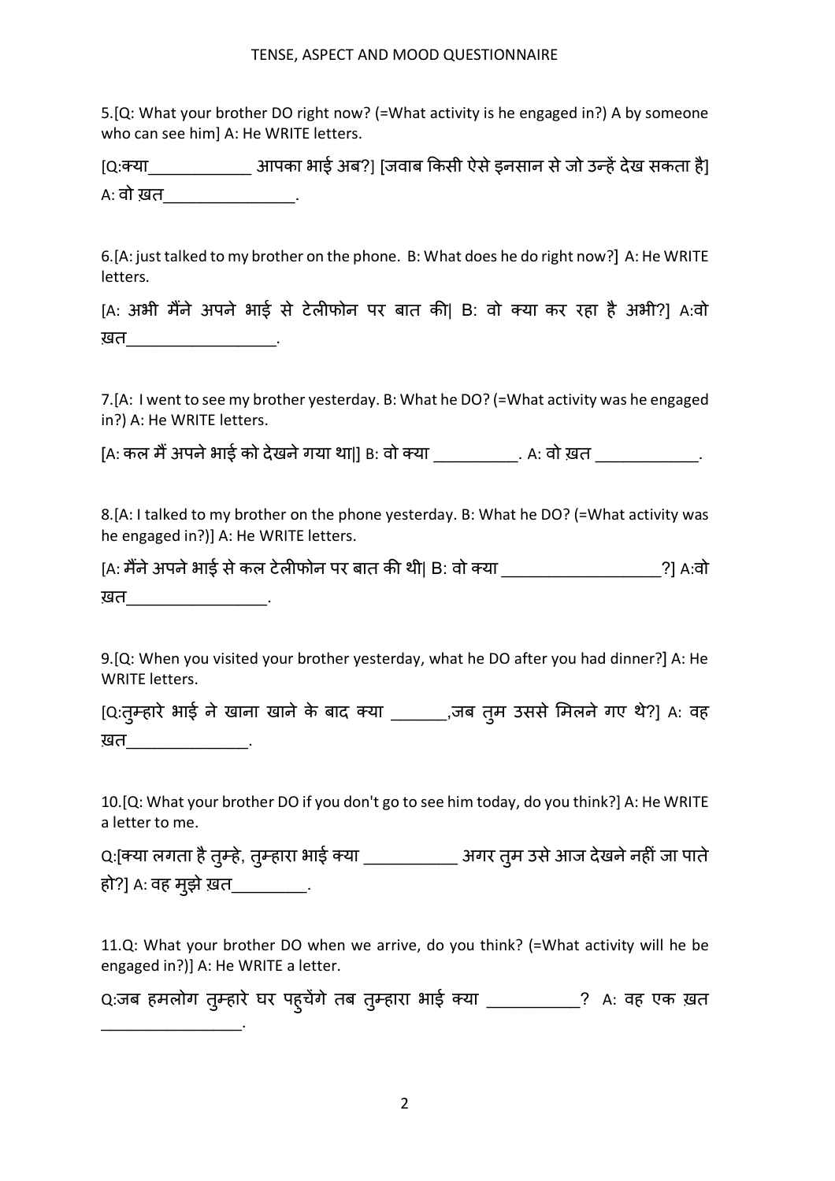5.[Q: What your brother DO right now? (=What activity is he engaged in?) A by someone who can see him] A: He WRITE letters.

[Q:क्या____________ आपका भाई अब?] [जवाब किसी ऐसे इनसान से जो उन्हें देख सकता है] A: वो ख़त_______________.

6.[A: just talked to my brother on the phone. B: What does he do right now?] A: He WRITE letters.

[A: अभी मैंने अपने भाई से टेलीफोन पर बात की| B: वो क्या कर रहा है अभी?] A:वो ख़त_________________.

7.[A: I went to see my brother yesterday. B: What he DO? (=What activity was he engaged in?) A: He WRITE letters.

[A: कल मैं अपने भाई को देखने गया था|] B: वो क्या __________. A: वो ख़त ____________.

8.[A: I talked to my brother on the phone yesterday. B: What he DO? (=What activity was he engaged in?)] A: He WRITE letters.

[A: मैंने अपने भाई से कल टेलीफोन पर बात की थी| B: वो क्या __________________?] A:वो ख़त________________.

9.[Q: When you visited your brother yesterday, what he DO after you had dinner?] A: He WRITE letters.

[Q:तुम्हारे भाई ने खाना खाने के बाद क्या _______,जब तुम उससे मिलने गए थे?] A: वह ख़त______________.

10.[Q: What your brother DO if you don't go to see him today, do you think?] A: He WRITE a letter to me.

Q:[क्या लगता है तुम्हे, तुम्हारा भाई क्या ___________ अगर तुम उसे आज देखने नहीं जा पाते हो?] A: वह मुझे ख़त_________.

11.Q: What your brother DO when we arrive, do you think? (=What activity will he be engaged in?)] A: He WRITE a letter.

Q:जब हमलोग तुम्हारे घर पहुचेंगे तब तुम्हारा भाई क्या ___________? A: वह एक ख़त _________________.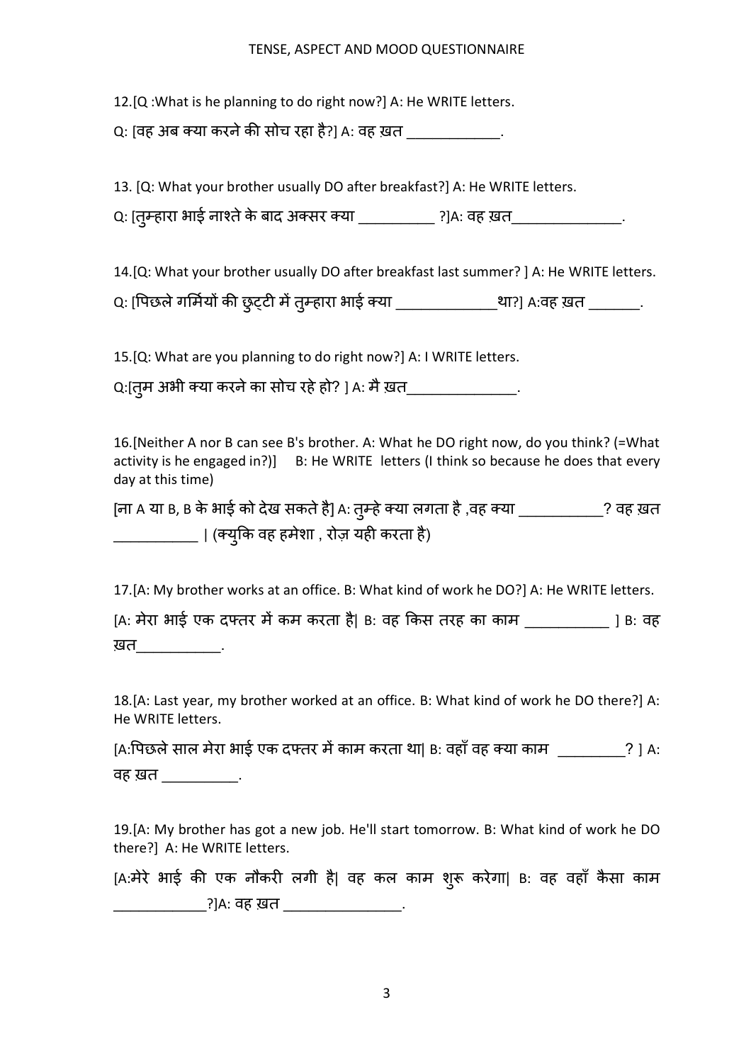12.[Q :What is he planning to do right now?] A: He WRITE letters.

Q: [वह अब क्या करने की सोच रहा है?] A: वह ख़त ____________.

13. [Q: What your brother usually DO after breakfast?] A: He WRITE letters.

Q: [तुम्हारा भाई नाश्ते के बाद अक्सर क्या __________ ?]A: वह ख़त______________.

14.[Q: What your brother usually DO after breakfast last summer? ] A: He WRITE letters.

Q: [पिछले गर्मियों की छुट्टी में तुम्हारा भाई क्या _____________था?] A:वह ख़त _______.

15.[Q: What are you planning to do right now?] A: I WRITE letters.

Q:[तुम अभी क्या करने का सोच रहे हो? ] A: मै ख़त______________.

16.[Neither A nor B can see B's brother. A: What he DO right now, do you think? (=What activity is he engaged in?)] B: He WRITE letters (I think so because he does that every day at this time)

[ना A या B, B के भाई को देख सकते है] A: तुम्हे क्या लगता है ,वह क्या ___________? वह ख़त ___________ | (क्युकि वह हमेशा , रोज़ यही करता है)

17.[A: My brother works at an office. B: What kind of work he DO?] A: He WRITE letters.

[A: मेरा भाई एक दफ्तर में कम करता है| B: वह किस तरह का काम ___________ ] B: वह ख़त___________.

18.[A: Last year, my brother worked at an office. B: What kind of work he DO there?] A: He WRITE letters.

[A:पिछले साल मेरा भाई एक दफ्तर में काम करता था| B: वहाँ वह क्या काम _________? ] A: वह ख़त __________.

19.[A: My brother has got a new job. He'll start tomorrow. B: What kind of work he DO there?] A: He WRITE letters.

[A:मेरे भाई की एक नौकरी लगी है| वह कल काम शुरू करेगा| B: वह वहाँ कैसा काम ____________?]A: वह ख़त _______________.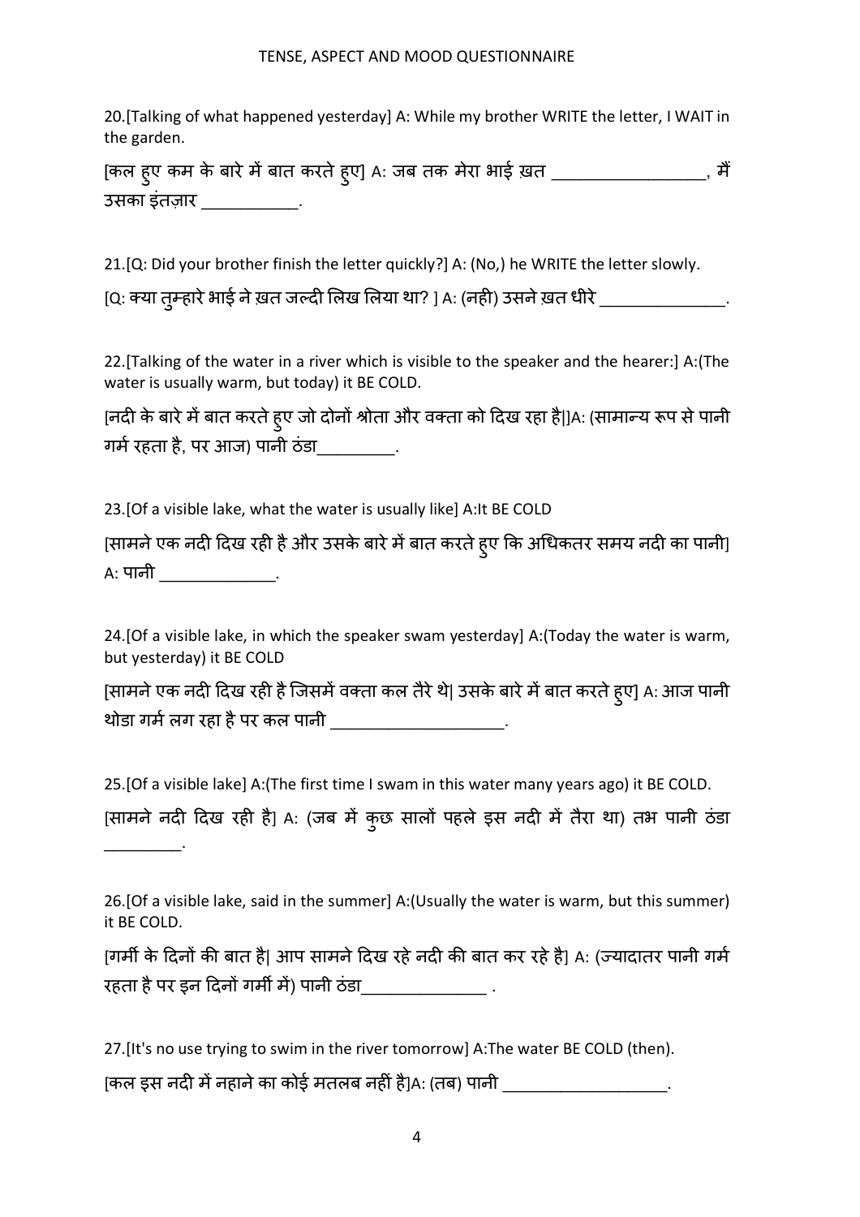20.[Talking of what happened yesterday] A: While my brother WRITE the letter, I WAIT in the garden.

[कल हुए कम के बारे में बात करते हुए] A: जब तक मेरा भाई ख़त _________________, मैं उसका इंतज़ार ___________.

21.[Q: Did your brother finish the letter quickly?] A: (No,) he WRITE the letter slowly.

[Q: क्या तुम्हारे भाई ने ख़त जल्दी लिख लिया था? ] A: (नही) उसने ख़त धीरे ______________.

22.[Talking of the water in a river which is visible to the speaker and the hearer:] A:(The water is usually warm, but today) it BE COLD.

[नदी के बारे में बात करते हुए जो दोनों श्रोता और वक्ता को दिख रहा है|]A: (सामान्य रूप से पानी गर्म रहता है, पर आज) पानी ठंडा_________.

23.[Of a visible lake, what the water is usually like] A:It BE COLD

[सामने एक नदी दिख रही है और उसके बारे में बात करते हुए कि अधिकतर समय नदी का पानी] A: पानी _____________.

24.[Of a visible lake, in which the speaker swam yesterday] A:(Today the water is warm, but yesterday) it BE COLD

[सामने एक नदी दिख रही है जिसमें वक्ता कल तैरे थे| उसके बारे में बात करते हुए] A: आज पानी थोडा गर्म लग रहा है पर कल पानी ____________________.

25.[Of a visible lake] A:(The first time I swam in this water many years ago) it BE COLD.

[सामने नदी दिख रही है] A: (जब में कुछ सालों पहले इस नदी में तैरा था) तभ पानी ठंडा _________.

26.[Of a visible lake, said in the summer] A:(Usually the water is warm, but this summer) it BE COLD.

[गर्मी के दिनों की बात है| आप सामने दिख रहे नदी की बात कर रहे है] A: (ज्यादातर पानी गर्म रहता है पर इन दिनों गर्मी में) पानी ठंडा______________ .

27.[It's no use trying to swim in the river tomorrow] A:The water BE COLD (then).

[कल इस नदी में नहाने का कोई मतलब नहीं है]A: (तब) पानी ___________________.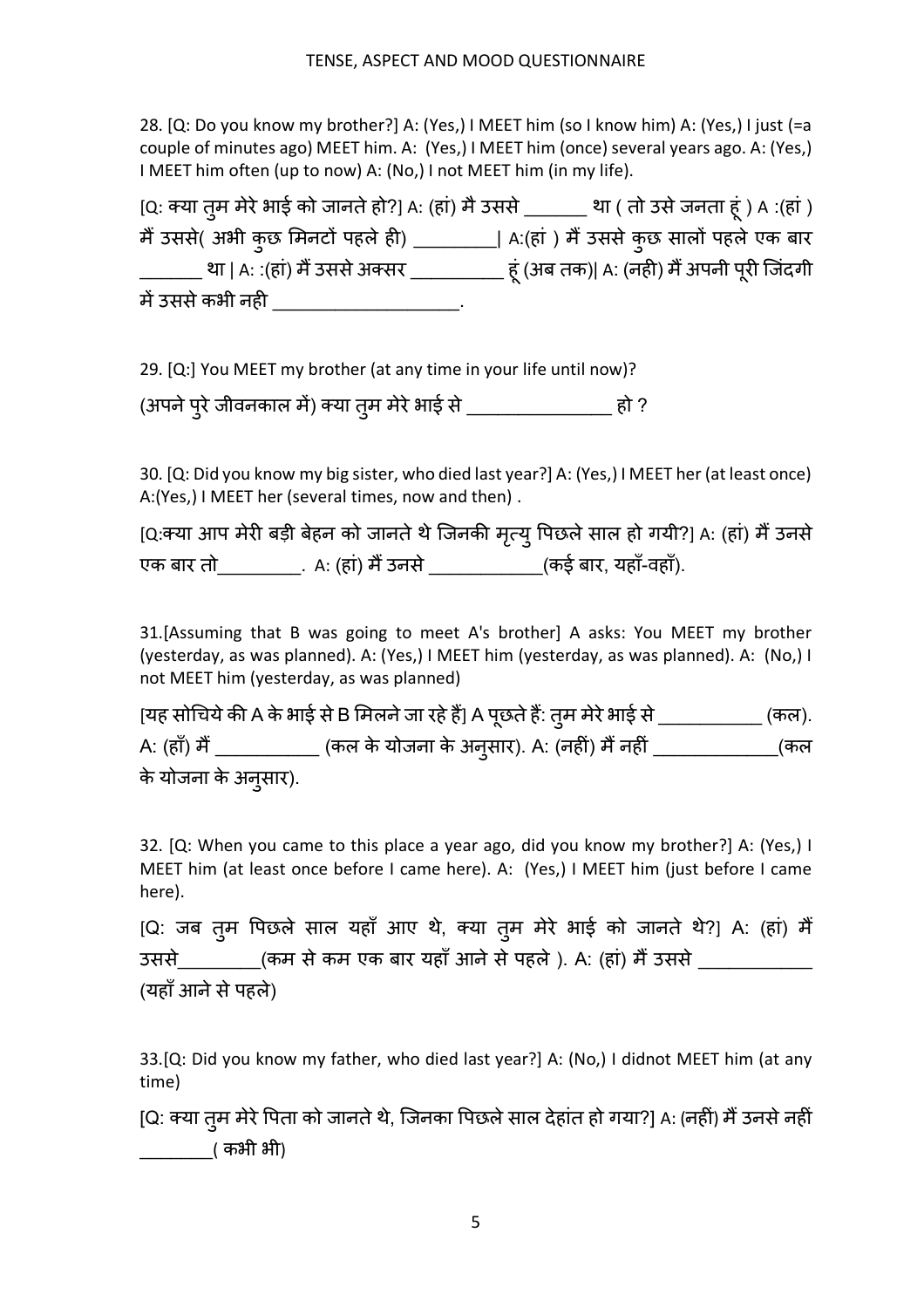28. [Q: Do you know my brother?] A: (Yes,) I MEET him (so I know him) A: (Yes,) I just (=a couple of minutes ago) MEET him. A: (Yes,) I MEET him (once) several years ago. A: (Yes,) I MEET him often (up to now) A: (No,) I not MEET him (in my life).

[Q: क्या तुम मेरे भाई को जानते हो?] A: (हां) मै उससे _______ था ( तो उसे जनता हूं ) A :(हां ) मैं उससे( अभी कुछ मिनटों पहले ही) _________| A:(हां ) मैं उससे कुछ सालों पहले एक बार _______ था | A: :(हां) मैं उससे अक्सर __________ हूं (अब तक)| A: (नही) मैं अपनी पूरी जिंदगी में उससे कभी नही ____________________.

29. [Q:] You MEET my brother (at any time in your life until now)?

(अपने पुरे जीवनकाल में) क्या तुम मेरे भाई से ________________ हो ?

30. [Q: Did you know my big sister, who died last year?] A: (Yes,) I MEET her (at least once) A:(Yes,) I MEET her (several times, now and then) .

[Q:क्या आप मेरी बड़ी बेहन को जानते थे जिनकी मृत्यु पिछले साल हो गयी?] A: (हां) मैं उनसे एक बार तो_________. A: (हां) मैं उनसे ____________(कई बार, यहाँ-वहाँ).

31.[Assuming that B was going to meet A's brother] A asks: You MEET my brother (yesterday, as was planned). A: (Yes,) I MEET him (yesterday, as was planned). A: (No,) I not MEET him (yesterday, as was planned)

[यह सोचिये की A के भाई से B मिलने जा रहे हैं] A पूछते हैं: तुम मेरे भाई से ___________ (कल). A: (हाँ) मैं ___________ (कल के योजना के अनुसार). A: (नहीं) मैं नहीं _____________(कल के योजना के अनुसार).

32. [Q: When you came to this place a year ago, did you know my brother?] A: (Yes,) I MEET him (at least once before I came here). A: (Yes,) I MEET him (just before I came here).

[Q: जब तुम पिछले साल यहाँ आए थे, क्या तुम मेरे भाई को जानते थे?] A: (हां) मैं उससे_________(कम से कम एक बार यहाँ आने से पहले ). A: (हां) मैं उससे ____________ (यहाँ आने से पहले)

33.[Q: Did you know my father, who died last year?] A: (No,) I didnot MEET him (at any time)

[Q: क्या तुम मेरे पिता को जानते थे, जिनका पिछले साल देहांत हो गया?] A: (नहीं) मैं उनसे नहीं ________( कभी भी)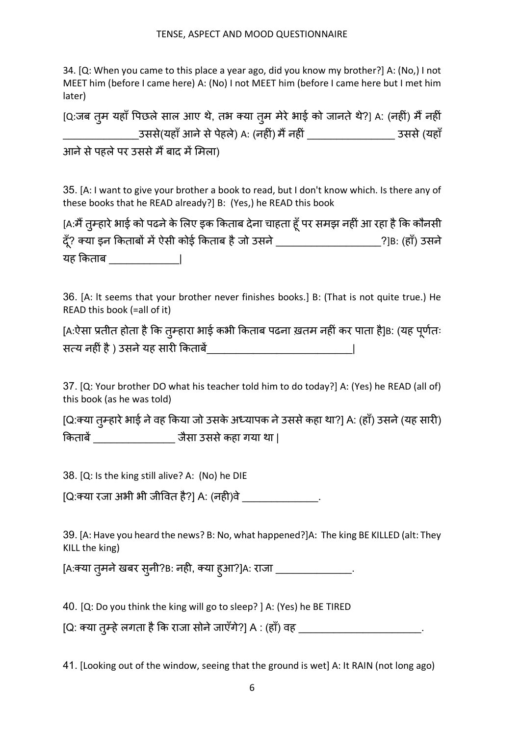34. [Q: When you came to this place a year ago, did you know my brother?] A: (No,) I not MEET him (before I came here) A: (No) I not MEET him (before I came here but I met him later)

[Q:जब तुम यहाँ पिछले साल आए थे, तभ क्या तुम मेरे भाई को जानते थे?] A: (नहीं) मैं नहीं ______________उससे(यहाँ आने से पेहले) A: (नहीं) मैं नहीं ________________ उससे (यहाँ आने से पहले पर उससे मैं बाद में मिला)

35. [A: I want to give your brother a book to read, but I don't know which. Is there any of these books that he READ already?] B: (Yes,) he READ this book

[A:मैं तुम्हारे भाई को पढने के लिए इक किताब देना चाहता हूँ पर समझ नहीं आ रहा है कि कौनसी दूँ? क्या इन किताबों में ऐसी कोई किताब है जो उसने ___________________?]B: (हाँ) उसने यह किताब _____________|

36. [A: It seems that your brother never finishes books.] B: (That is not quite true.) He READ this book (=all of it)

[A:ऐसा प्रतीत होता है कि तुम्हारा भाई कभी किताब पढना ख़तम नहीं कर पाता है]B: (यह पूर्णतः सत्य नहीं है ) उसने यह सारी किताबें___________________________|

37. [Q: Your brother DO what his teacher told him to do today?] A: (Yes) he READ (all of) this book (as he was told)

[Q:क्या तुम्हारे भाई ने वह किया जो उसके अध्यापक ने उससे कहा था?] A: (हाँ) उसने (यह सारी) किताबें _______________ जैसा उससे कहा गया था |

38. [Q: Is the king still alive? A: (No) he DIE

[Q:क्या रजा अभी भी जीवित है?] A: (नही)वे ______________.

39. [A: Have you heard the news? B: No, what happened?]A: The king BE KILLED (alt: They KILL the king)

[A:क्या तुमने खबर सुनी?B: नही, क्या हुआ?]A: राजा ______________.

40. [Q: Do you think the king will go to sleep? ] A: (Yes) he BE TIRED

[Q: क्या तुम्हे लगता है कि राजा सोने जाएँगे?] A : (हाँ) वह _______________________.

41. [Looking out of the window, seeing that the ground is wet] A: It RAIN (not long ago)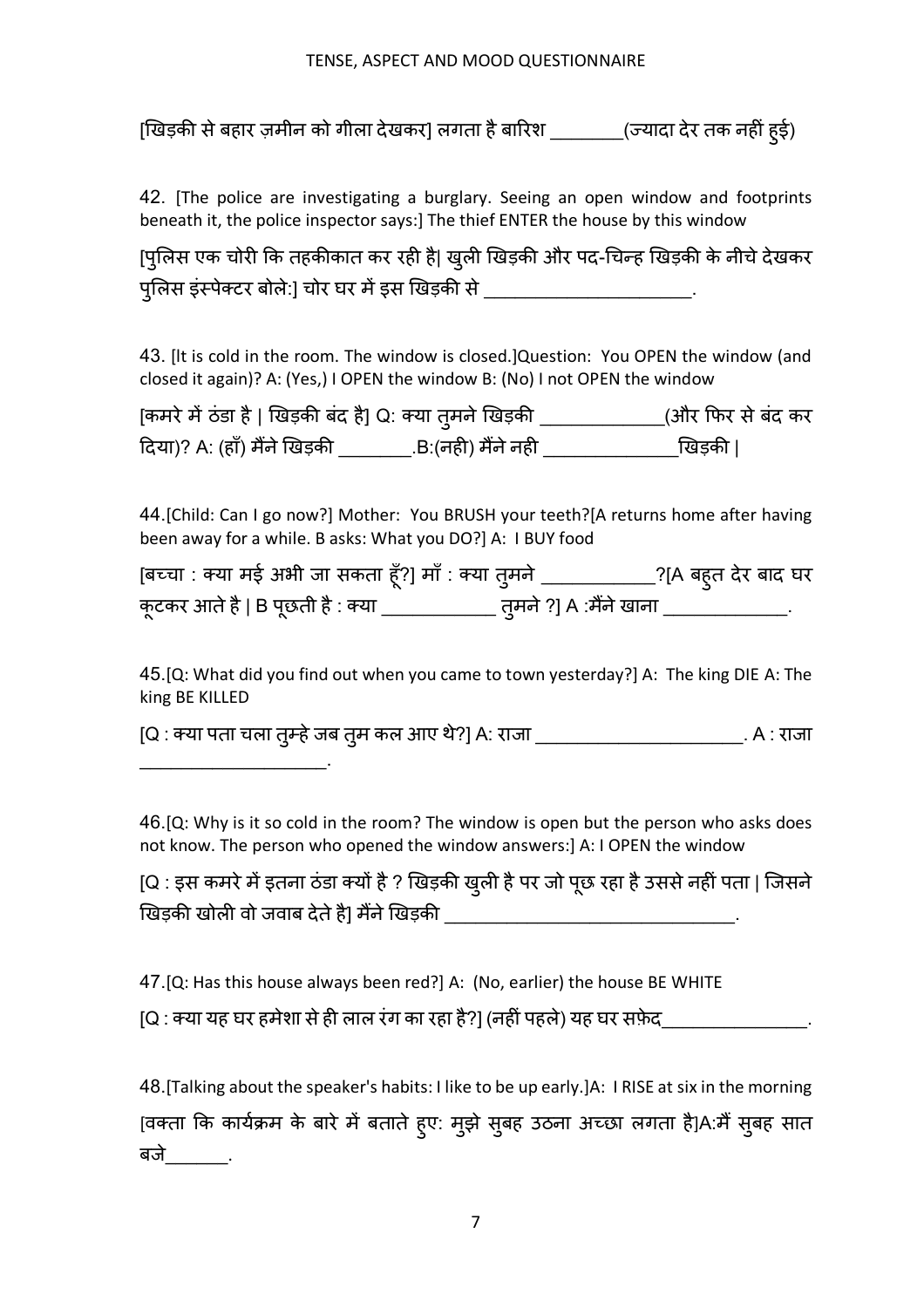[खिड़की से बहार ज़मीन को गीला देखकर] लगता है बारिश ________(ज्यादा देर तक नहीं हुई)

42. [The police are investigating a burglary. Seeing an open window and footprints beneath it, the police inspector says:] The thief ENTER the house by this window

[पुलिस एक चोरी कि तहकीकात कर रही है| खुली खिड़की और पद-चिन्ह खिड़की के नीचे देखकर पुलिस इंस्पेक्टर बोले:] चोर घर में इस खिड़की से ______________________.

43. [It is cold in the room. The window is closed.]Question: You OPEN the window (and closed it again)? A: (Yes,) I OPEN the window B: (No) I not OPEN the window

[कमरे में ठंडा है | खिड़की बंद है] Q: क्या तुमने खिड़की _____________(और फिर से बंद कर दिया)? A: (हाँ) मैंने खिड़की ________.B:(नही) मैंने नही ______________खिड़की |

44.[Child: Can I go now?] Mother: You BRUSH your teeth?[A returns home after having been away for a while. B asks: What you DO?] A: I BUY food

[बच्चा : क्या मई अभी जा सकता हूँ?] माँ : क्या तुमने ____________?[A बहुत देर बाद घर कूटकर आते है | B पूछती है : क्या ____________ तुमने ?] A :मैंने खाना _____________.

45.[Q: What did you find out when you came to town yesterday?] A: The king DIE A: The king BE KILLED

[Q : क्या पता चला तुम्हे जब तुम कल आए थे?] A: राजा ______________________. A : राजा ____________________.

46.[Q: Why is it so cold in the room? The window is open but the person who asks does not know. The person who opened the window answers:] A: I OPEN the window

[Q : इस कमरे में इतना ठंडा क्यों है ? खिड़की खुली है पर जो पूछ रहा है उससे नहीं पता | जिसने खिड़की खोली वो जवाब देते है] मैंने खिड़की _______________________________.

47.[Q: Has this house always been red?] A: (No, earlier) the house BE WHITE

[Q : क्या यह घर हमेशा से ही लाल रंग का रहा है?] (नहीं पहले) यह घर सफ़ेद_______________.

48.[Talking about the speaker's habits: I like to be up early.]A: I RISE at six in the morning

[वक्ता कि कार्यक्रम के बारे में बताते हुए: मुझे सुबह उठना अच्छा लगता है]A:मैं सुबह सात बजे_______.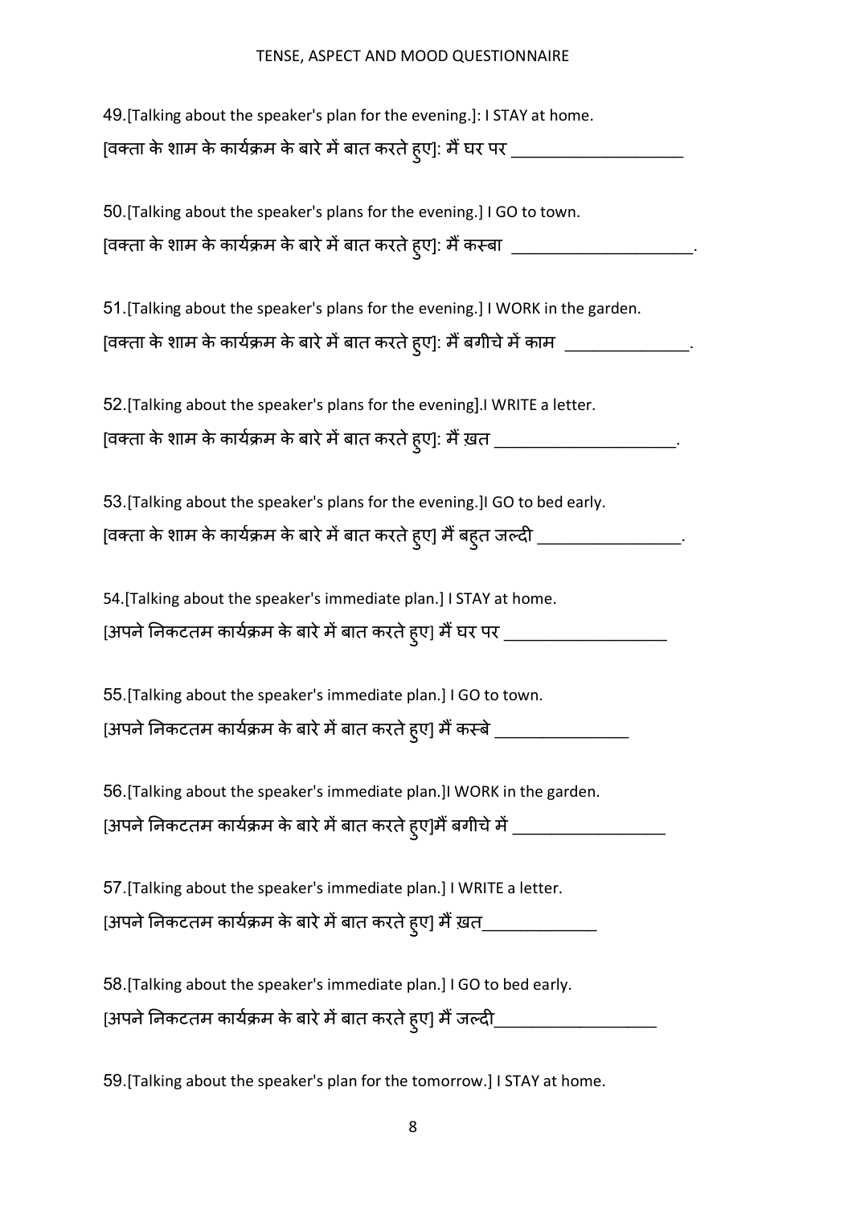49.[Talking about the speaker's plan for the evening.]: I STAY at home.
[वक्ता के शाम के कार्यक्रम के बारे में बात करते हुए]: मैं घर पर ___________________

50.[Talking about the speaker's plans for the evening.] I GO to town.
[वक्ता के शाम के कार्यक्रम के बारे में बात करते हुए]: मैं कस्बा ____________________.

51.[Talking about the speaker's plans for the evening.] I WORK in the garden.
[वक्ता के शाम के कार्यक्रम के बारे में बात करते हुए]: मैं बगीचे में काम _____________.

52.[Talking about the speaker's plans for the evening].I WRITE a letter.
[वक्ता के शाम के कार्यक्रम के बारे में बात करते हुए]: मैं ख़त ____________________.

53.[Talking about the speaker's plans for the evening.]I GO to bed early.
[वक्ता के शाम के कार्यक्रम के बारे में बात करते हुए] मैं बहुत जल्दी _______________.

54.[Talking about the speaker's immediate plan.] I STAY at home.
[अपने निकटतम कार्यक्रम के बारे में बात करते हुए] मैं घर पर __________________

55.[Talking about the speaker's immediate plan.] I GO to town.
[अपने निकटतम कार्यक्रम के बारे में बात करते हुए] मैं कस्बे _______________

56.[Talking about the speaker's immediate plan.]I WORK in the garden.
[अपने निकटतम कार्यक्रम के बारे में बात करते हुए]मैं बगीचे में _________________

57.[Talking about the speaker's immediate plan.] I WRITE a letter.
[अपने निकटतम कार्यक्रम के बारे में बात करते हुए] मैं ख़त_____________

58.[Talking about the speaker's immediate plan.] I GO to bed early.
[अपने निकटतम कार्यक्रम के बारे में बात करते हुए] मैं जल्दी__________________

59.[Talking about the speaker's plan for the tomorrow.] I STAY at home.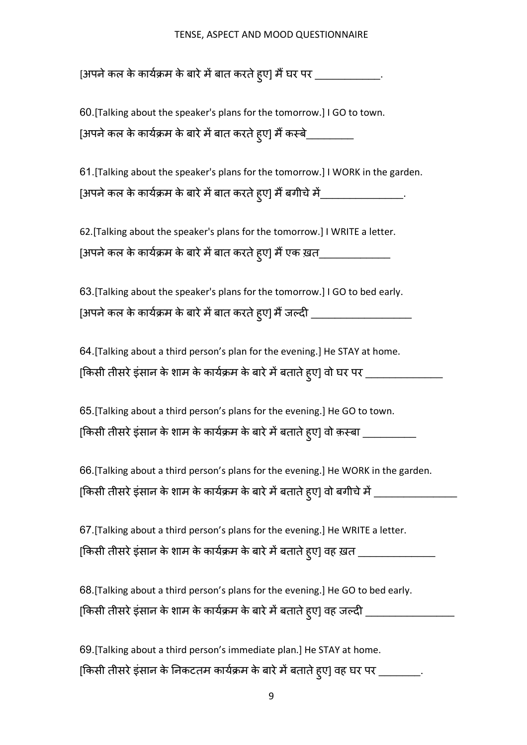[अपने कल के कार्यक्रम के बारे में बात करते हुए] मैं घर पर ____________.

60.[Talking about the speaker's plans for the tomorrow.] I GO to town.
[अपने कल के कार्यक्रम के बारे में बात करते हुए] मैं कस्बे_________

61.[Talking about the speaker's plans for the tomorrow.] I WORK in the garden.
[अपने कल के कार्यक्रम के बारे में बात करते हुए] मैं बगीचे में_______________.

62.[Talking about the speaker's plans for the tomorrow.] I WRITE a letter.
[अपने कल के कार्यक्रम के बारे में बात करते हुए] मैं एक ख़त_____________

63.[Talking about the speaker's plans for the tomorrow.] I GO to bed early.
[अपने कल के कार्यक्रम के बारे में बात करते हुए] मैं जल्दी ___________________

64.[Talking about a third person's plan for the evening.] He STAY at home.
[किसी तीसरे इंसान के शाम के कार्यक्रम के बारे में बताते हुए] वो घर पर ______________

65.[Talking about a third person's plans for the evening.] He GO to town.
[किसी तीसरे इंसान के शाम के कार्यक्रम के बारे में बताते हुए] वो क़स्बा __________

66.[Talking about a third person's plans for the evening.] He WORK in the garden.
[किसी तीसरे इंसान के शाम के कार्यक्रम के बारे में बताते हुए] वो बगीचे में _______________

67.[Talking about a third person's plans for the evening.] He WRITE a letter.
[किसी तीसरे इंसान के शाम के कार्यक्रम के बारे में बताते हुए] वह ख़त ______________

68.[Talking about a third person's plans for the evening.] He GO to bed early.
[किसी तीसरे इंसान के शाम के कार्यक्रम के बारे में बताते हुए] वह जल्दी ________________

69.[Talking about a third person's immediate plan.] He STAY at home.
[किसी तीसरे इंसान के निकटतम कार्यक्रम के बारे में बताते हुए] वह घर पर ________.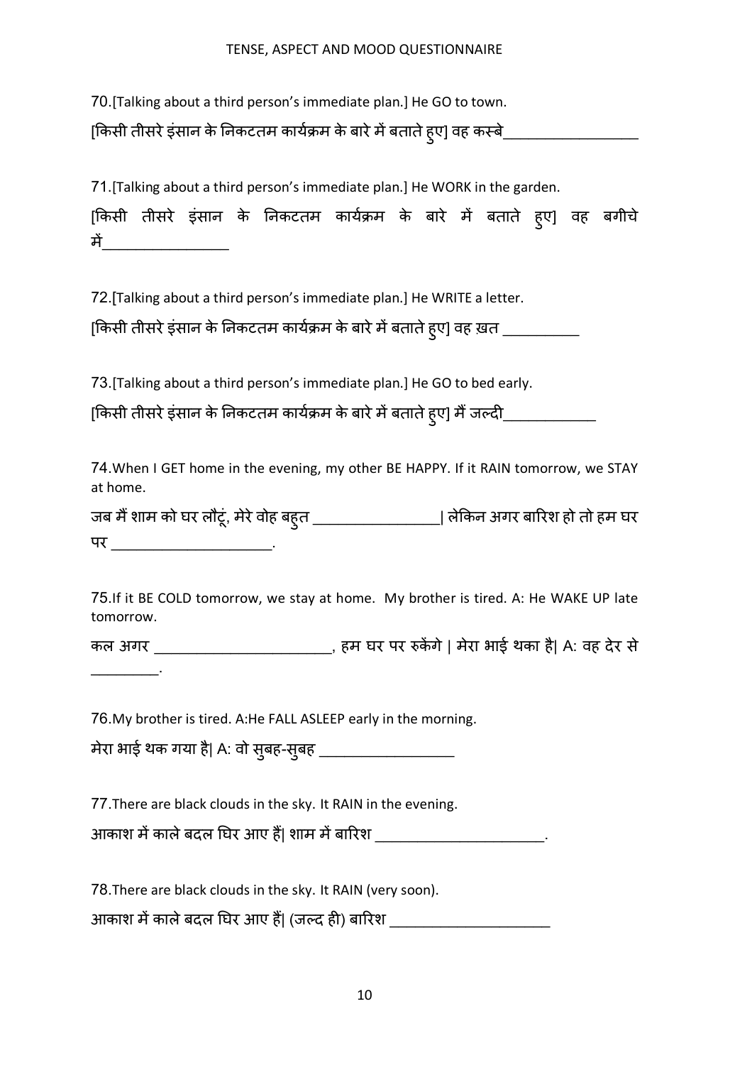70.[Talking about a third person's immediate plan.] He GO to town.

[किसी तीसरे इंसान के निकटतम कार्यक्रम के बारे में बताते हुए] वह कस्बे_________________

71.[Talking about a third person's immediate plan.] He WORK in the garden.

[किसी तीसरे इंसान के निकटतम कार्यक्रम के बारे में बताते हुए] वह बगीचे में________________

72.[Talking about a third person's immediate plan.] He WRITE a letter.

[किसी तीसरे इंसान के निकटतम कार्यक्रम के बारे में बताते हुए] वह ख़त __________

73.[Talking about a third person's immediate plan.] He GO to bed early.

[किसी तीसरे इंसान के निकटतम कार्यक्रम के बारे में बताते हुए] मैं जल्दी____________

74.When I GET home in the evening, my other BE HAPPY. If it RAIN tomorrow, we STAY at home.

जब मैं शाम को घर लौटूं, मेरे वोह बहुत ________________| लेकिन अगर बारिश हो तो हम घर पर ____________________.

75.If it BE COLD tomorrow, we stay at home. My brother is tired. A: He WAKE UP late tomorrow.

कल अगर ______________________, हम घर पर रुकेंगे | मेरा भाई थका है| A: वह देर से _________.

76.My brother is tired. A:He FALL ASLEEP early in the morning.

मेरा भाई थक गया है| A: वो सुबह-सुबह _________________

77.There are black clouds in the sky. It RAIN in the evening.

आकाश में काले बदल घिर आए हैं| शाम में बारिश ______________________.

78.There are black clouds in the sky. It RAIN (very soon).

आकाश में काले बदल घिर आए हैं| (जल्द ही) बारिश _____________________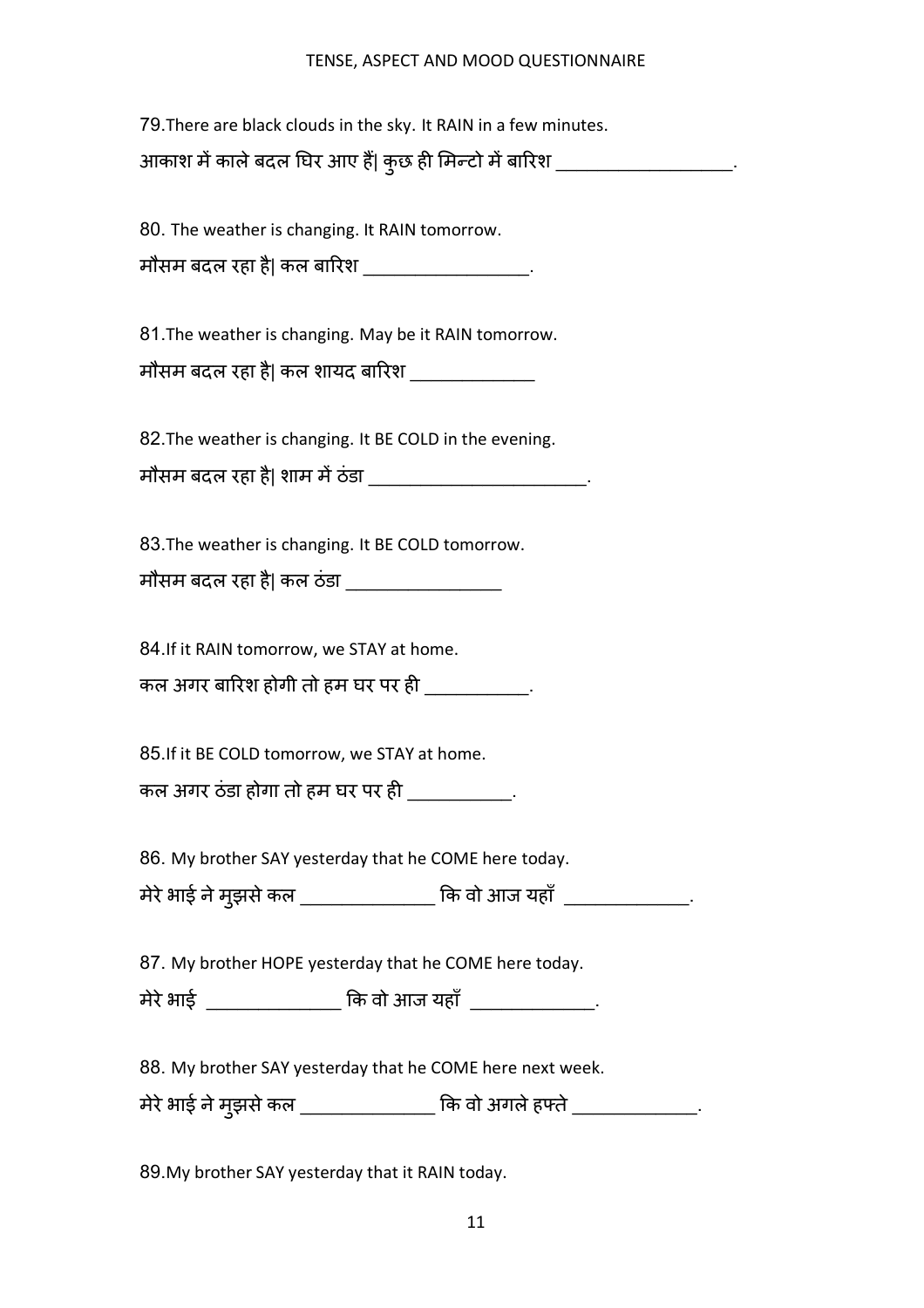79.There are black clouds in the sky. It RAIN in a few minutes.

आकाश में काले बदल घिर आए हैं| कुछ ही मिन्टो में बारिश __________________.

80. The weather is changing. It RAIN tomorrow.

मौसम बदल रहा है| कल बारिश _________________.

81.The weather is changing. May be it RAIN tomorrow.

मौसम बदल रहा है| कल शायद बारिश _____________

82.The weather is changing. It BE COLD in the evening.

मौसम बदल रहा है| शाम में ठंडा ______________________.

83.The weather is changing. It BE COLD tomorrow.

मौसम बदल रहा है| कल ठंडा ________________

84.If it RAIN tomorrow, we STAY at home.

कल अगर बारिश होगी तो हम घर पर ही ___________.

85.If it BE COLD tomorrow, we STAY at home.

कल अगर ठंडा होगा तो हम घर पर ही ___________.

86. My brother SAY yesterday that he COME here today.

मेरे भाई ने मुझसे कल ______________ कि वो आज यहाँ _____________.

87. My brother HOPE yesterday that he COME here today.

मेरे भाई ______________ कि वो आज यहाँ _____________.

88. My brother SAY yesterday that he COME here next week.

मेरे भाई ने मुझसे कल ______________ कि वो अगले हफ्ते _____________.

89.My brother SAY yesterday that it RAIN today.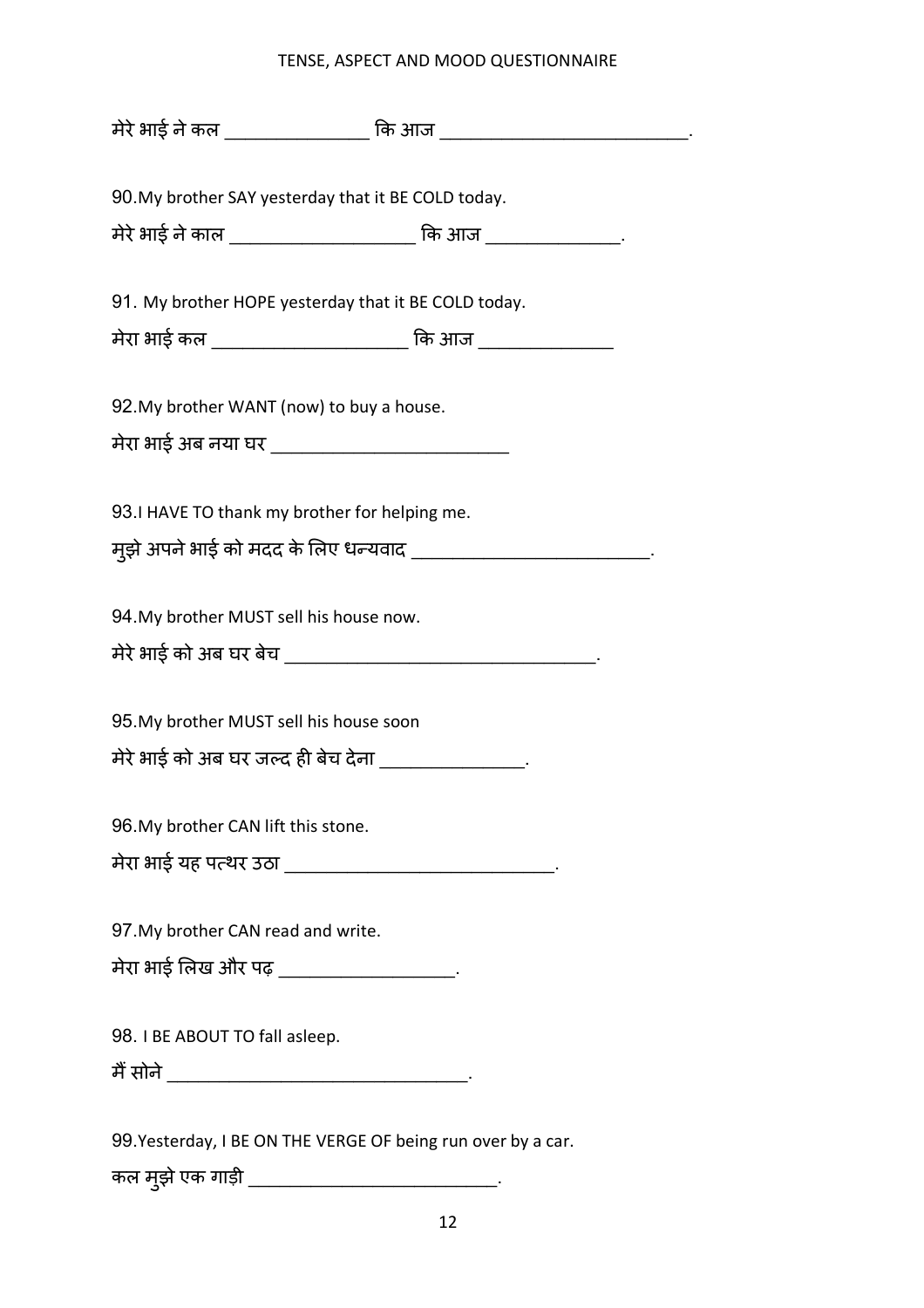मेरे भाई ने कल _______________ कि आज ___________________________.

90.My brother SAY yesterday that it BE COLD today.

मेरे भाई ने काल ____________________ कि आज ______________.

91. My brother HOPE yesterday that it BE COLD today.

मेरा भाई कल _____________________ कि आज ______________

92.My brother WANT (now) to buy a house.

मेरा भाई अब नया घर _________________________

93.I HAVE TO thank my brother for helping me.

मुझे अपने भाई को मदद के लिए धन्यवाद _________________________.

94.My brother MUST sell his house now.

मेरे भाई को अब घर बेच ________________________________.

95.My brother MUST sell his house soon

मेरे भाई को अब घर जल्द ही बेच देना _______________.

96.My brother CAN lift this stone.

मेरा भाई यह पत्थर उठा ____________________________.

97.My brother CAN read and write.

मेरा भाई लिख और पढ़ __________________.

98. I BE ABOUT TO fall asleep.

मैं सोने _______________________________.

99.Yesterday, I BE ON THE VERGE OF being run over by a car.

कल मुझे एक गाड़ी __________________________.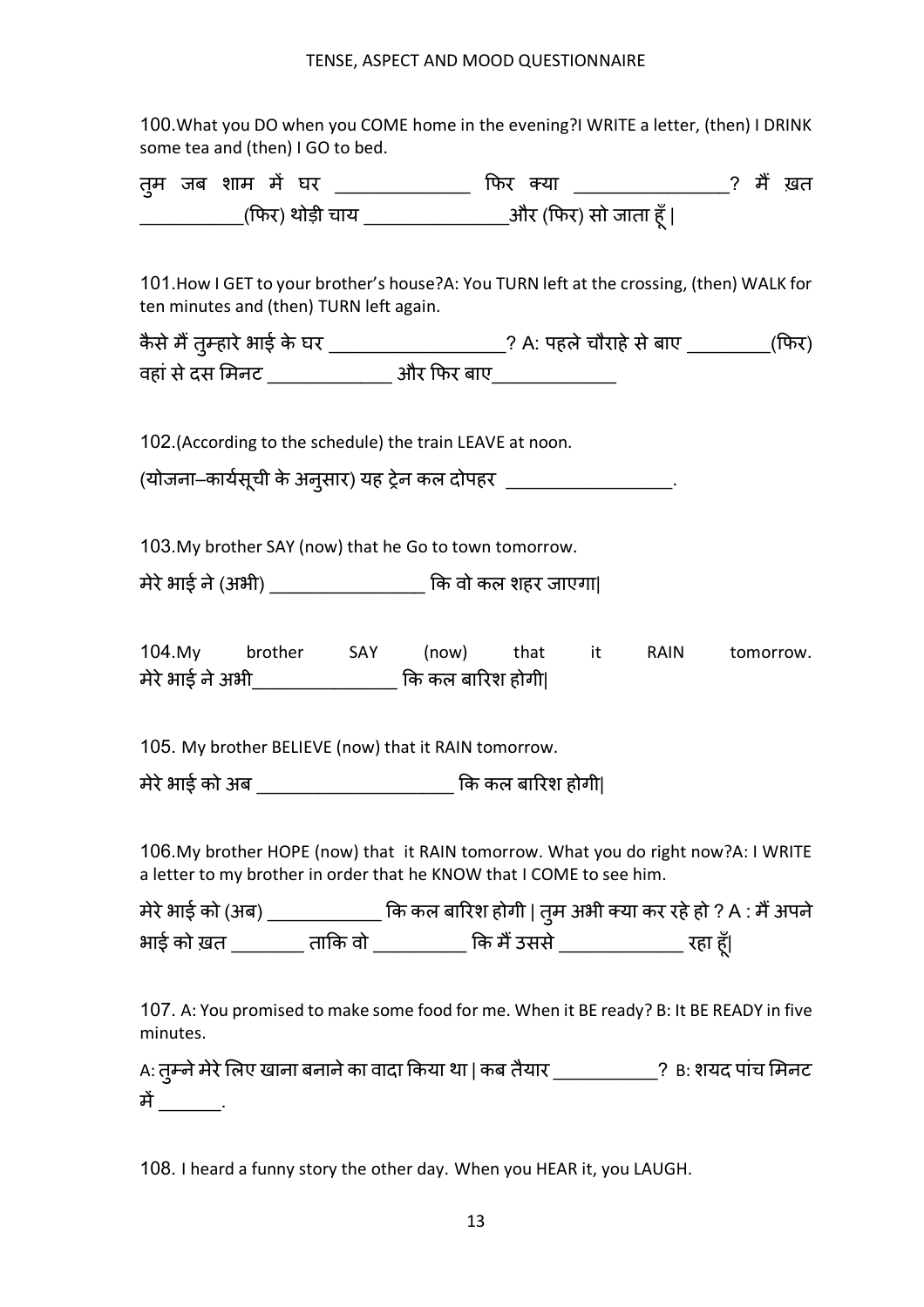100.What you DO when you COME home in the evening?I WRITE a letter, (then) I DRINK some tea and (then) I GO to bed.

तुम जब शाम में घर _____________ फिर क्या _______________? मैं ख़त __________(फिर) थोड़ी चाय ______________और (फिर) सो जाता हूँ |

101.How I GET to your brother's house?A: You TURN left at the crossing, (then) WALK for ten minutes and (then) TURN left again.

कैसे मैं तुम्हारे भाई के घर _________________? A: पहले चौराहे से बाए ________(फिर) वहां से दस मिनट ____________ और फिर बाए____________

102.(According to the schedule) the train LEAVE at noon.

(योजना–कार्यसूची के अनुसार) यह ट्रेन कल दोपहर ________________.

103.My brother SAY (now) that he Go to town tomorrow.

मेरे भाई ने (अभी) _______________ कि वो कल शहर जाएगा|

104.My brother SAY (now) that it RAIN tomorrow.
मेरे भाई ने अभी______________ कि कल बारिश होगी|

105. My brother BELIEVE (now) that it RAIN tomorrow.

मेरे भाई को अब ___________________ कि कल बारिश होगी|

106.My brother HOPE (now) that it RAIN tomorrow. What you do right now?A: I WRITE a letter to my brother in order that he KNOW that I COME to see him.

मेरे भाई को (अब) ___________ कि कल बारिश होगी | तुम अभी क्या कर रहे हो ? A : मैं अपने भाई को ख़त _______ ताकि वो _________ कि मैं उससे ____________ रहा हूँ|

107. A: You promised to make some food for me. When it BE ready? B: It BE READY in five minutes.

A: तुम्ने मेरे लिए खाना बनाने का वादा किया था | कब तैयार __________? B: शयद पांच मिनट में ______.

108. I heard a funny story the other day. When you HEAR it, you LAUGH.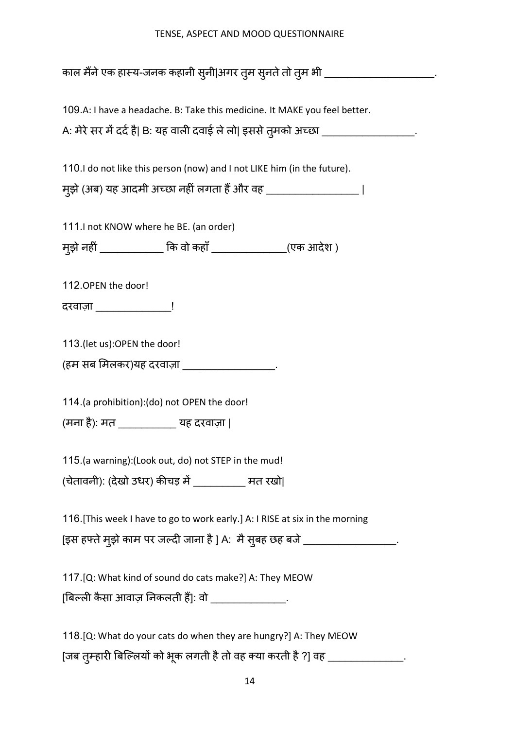काल मैंने एक हास्य-जनक कहानी सुनी|अगर तुम सुनते तो तुम भी ____________________.

109.A: I have a headache. B: Take this medicine. It MAKE you feel better.

A: मेरे सर में दर्द है| B: यह वाली दवाई ले लो| इससे तुमको अच्छा _________________.

110.I do not like this person (now) and I not LIKE him (in the future).

मुझे (अब) यह आदमी अच्छा नहीं लगता हैं और वह _________________ |

111.I not KNOW where he BE. (an order)

मुझे नहीं ____________ कि वो कहाँ ______________(एक आदेश )

112.OPEN the door!

दरवाज़ा ______________!

113.(let us):OPEN the door!

(हम सब मिलकर)यह दरवाज़ा _________________.

114.(a prohibition):(do) not OPEN the door!

(मना है): मत ___________ यह दरवाज़ा |

115.(a warning):(Look out, do) not STEP in the mud!

(चेतावनी): (देखो उधर) कीचड़ में __________ मत रखो|

116.[This week I have to go to work early.] A: I RISE at six in the morning

[इस हफ्ते मुझे काम पर जल्दी जाना है ] A: मै सुबह छह बजे _________________.

117.[Q: What kind of sound do cats make?] A: They MEOW

[बिल्ली कैसा आवाज़ निकलती हैं]: वो ______________.

118.[Q: What do your cats do when they are hungry?] A: They MEOW

[जब तुम्हारी बिल्लियों को भूक लगती है तो वह क्या करती है ?] वह ______________.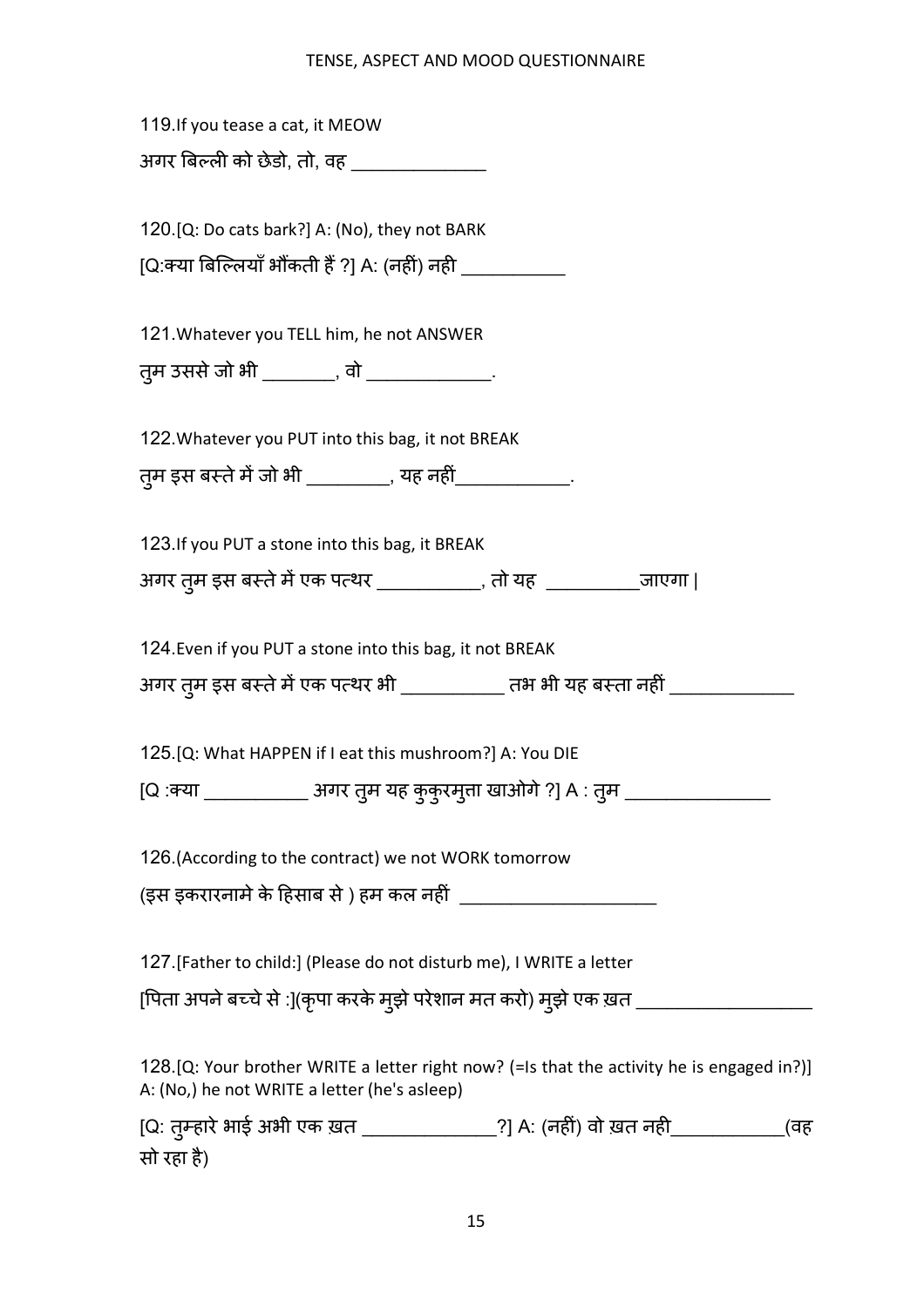119.If you tease a cat, it MEOW

अगर बिल्ली को छेडो, तो, वह ______________

120.[Q: Do cats bark?] A: (No), they not BARK

[Q:क्या बिल्लियाँ भौंकती हैं ?] A: (नहीं) नही __________

121.Whatever you TELL him, he not ANSWER

तुम उससे जो भी _______, वो ____________.

122.Whatever you PUT into this bag, it not BREAK

तुम इस बस्ते में जो भी ________, यह नहीं___________.

123.If you PUT a stone into this bag, it BREAK

अगर तुम इस बस्ते में एक पत्थर __________, तो यह _________जाएगा |

124.Even if you PUT a stone into this bag, it not BREAK

अगर तुम इस बस्ते में एक पत्थर भी __________ तभ भी यह बस्ता नहीं ____________

125.[Q: What HAPPEN if I eat this mushroom?] A: You DIE

[Q :क्या __________ अगर तुम यह कुकुरमुत्ता खाओगे ?] A : तुम ______________

126.(According to the contract) we not WORK tomorrow

(इस इकरारनामे के हिसाब से ) हम कल नहीं ____________________

127.[Father to child:] (Please do not disturb me), I WRITE a letter

[पिता अपने बच्चे से :](कृपा करके मुझे परेशान मत करो) मुझे एक ख़त _________________

128.[Q: Your brother WRITE a letter right now? (=Is that the activity he is engaged in?)] A: (No,) he not WRITE a letter (he's asleep)

[Q: तुम्हारे भाई अभी एक ख़त _____________?] A: (नहीं) वो ख़त नही___________(वह सो रहा है)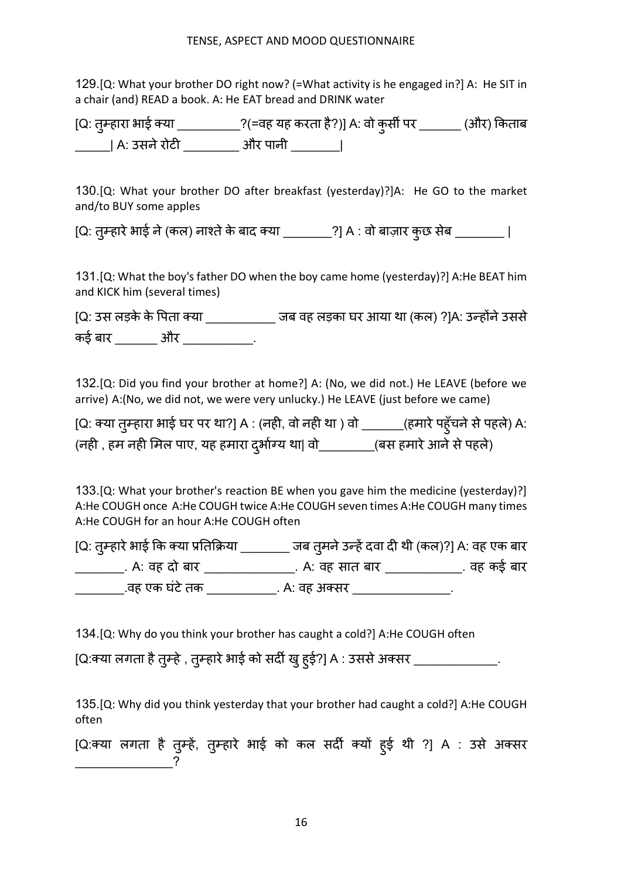129.[Q: What your brother DO right now? (=What activity is he engaged in?] A: He SIT in a chair (and) READ a book. A: He EAT bread and DRINK water

[Q: तुम्हारा भाई क्या __________?(=वह यह करता है?)] A: वो कुर्सी पर _______ (और) किताब ______| A: उसने रोटी _________ और पानी ________|

130.[Q: What your brother DO after breakfast (yesterday)?]A: He GO to the market and/to BUY some apples

[Q: तुम्हारे भाई ने (कल) नाश्ते के बाद क्या ________?] A : वो बाज़ार कुछ सेब ________ |

131.[Q: What the boy's father DO when the boy came home (yesterday)?] A:He BEAT him and KICK him (several times)

[Q: उस लड़के के पिता क्या ___________ जब वह लड़का घर आया था (कल) ?]A: उन्होंने उससे कई बार _______ और ___________.

132.[Q: Did you find your brother at home?] A: (No, we did not.) He LEAVE (before we arrive) A:(No, we did not, we were very unlucky.) He LEAVE (just before we came)

[Q: क्या तुम्हारा भाई घर पर था?] A : (नही, वो नही था ) वो _______(हमारे पहुँचने से पहले) A: (नही , हम नही मिल पाए, यह हमारा दुर्भाग्य था| वो_________(बस हमारे आने से पहले)

133.[Q: What your brother's reaction BE when you gave him the medicine (yesterday)?] A:He COUGH once A:He COUGH twice A:He COUGH seven times A:He COUGH many times A:He COUGH for an hour A:He COUGH often

[Q: तुम्हारे भाई कि क्या प्रतिक्रिया ________ जब तुमने उन्हें दवा दी थी (कल)?] A: वह एक बार ________. A: वह दो बार ______________. A: वह सात बार ____________. वह कई बार ________.वह एक घंटे तक ___________. A: वह अक्सर _______________.

134.[Q: Why do you think your brother has caught a cold?] A:He COUGH often

[Q:क्या लगता है तुम्हे , तुम्हारे भाई को सर्दी खु हुई?] A : उससे अक्सर _____________.

135.[Q: Why did you think yesterday that your brother had caught a cold?] A:He COUGH often

[Q:क्या लगता है तुम्हें, तुम्हारे भाई को कल सर्दी क्यों हुई थी ?] A : उसे अक्सर _______________?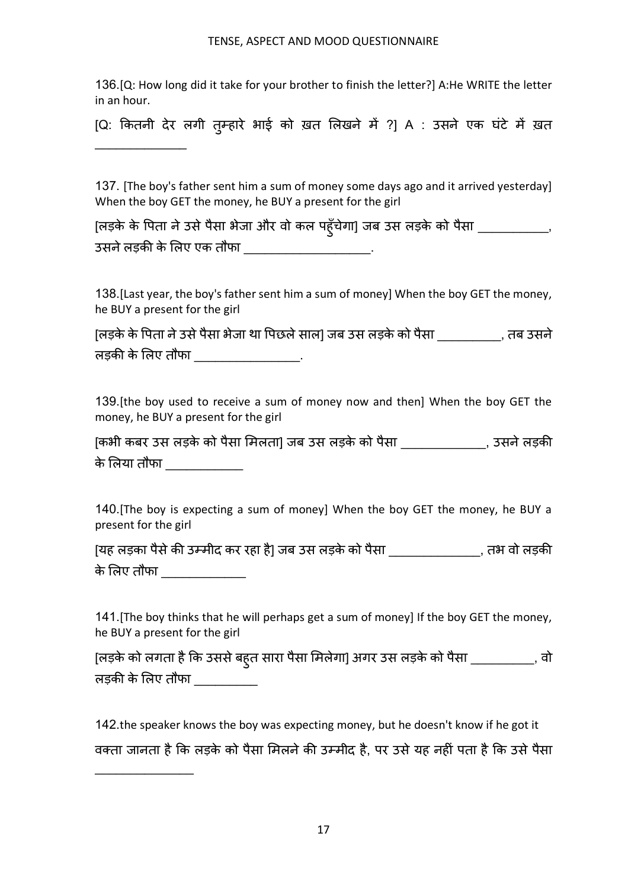136.[Q: How long did it take for your brother to finish the letter?] A:He WRITE the letter in an hour.

[Q: कितनी देर लगी तुम्हारे भाई को ख़त लिखने में ?] A : उसने एक घंटे में ख़त _______________

137. [The boy's father sent him a sum of money some days ago and it arrived yesterday] When the boy GET the money, he BUY a present for the girl

[लड़के के पिता ने उसे पैसा भेजा और वो कल पहुँचेगा] जब उस लड़के को पैसा ___________, उसने लड़की के लिए एक तौफा ____________________.

138.[Last year, the boy's father sent him a sum of money] When the boy GET the money, he BUY a present for the girl

[लड़के के पिता ने उसे पैसा भेजा था पिछले साल] जब उस लड़के को पैसा __________, तब उसने लड़की के लिए तौफा _________________.

139.[the boy used to receive a sum of money now and then] When the boy GET the money, he BUY a present for the girl

[कभी कबर उस लड़के को पैसा मिलता] जब उस लड़के को पैसा _____________, उसने लड़की के लिया तौफा ____________

140.[The boy is expecting a sum of money] When the boy GET the money, he BUY a present for the girl

[यह लड़का पैसे की उम्मीद कर रहा है] जब उस लड़के को पैसा ______________, तभ वो लड़की के लिए तौफा _____________

141.[The boy thinks that he will perhaps get a sum of money] If the boy GET the money, he BUY a present for the girl

[लड़के को लगता है कि उससे बहुत सारा पैसा मिलेगा] अगर उस लड़के को पैसा __________, वो लड़की के लिए तौफा __________

142.the speaker knows the boy was expecting money, but he doesn't know if he got it

वक्ता जानता है कि लड़के को पैसा मिलने की उम्मीद है, पर उसे यह नहीं पता है कि उसे पैसा ________________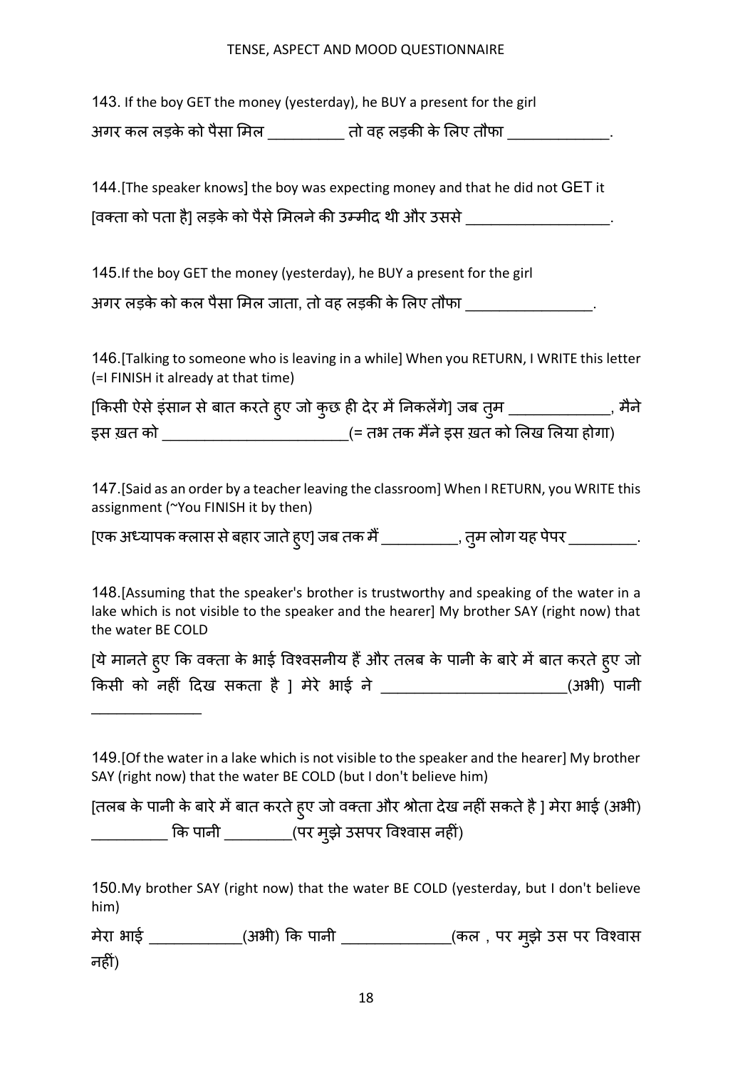143. If the boy GET the money (yesterday), he BUY a present for the girl

अगर कल लड़के को पैसा मिल __________ तो वह लड़की के लिए तौफा _____________.

144.[The speaker knows] the boy was expecting money and that he did not GET it

[वक्ता को पता है] लड़के को पैसे मिलने की उम्मीद थी और उससे __________________.

145.If the boy GET the money (yesterday), he BUY a present for the girl

अगर लड़के को कल पैसा मिल जाता, तो वह लड़की के लिए तौफा ________________.

146.[Talking to someone who is leaving in a while] When you RETURN, I WRITE this letter (=I FINISH it already at that time)

[किसी ऐसे इंसान से बात करते हुए जो कुछ ही देर में निकलेंगे] जब तुम _____________, मैने इस ख़त को _______________________(= तभ तक मैंने इस ख़त को लिख लिया होगा)

147.[Said as an order by a teacher leaving the classroom] When I RETURN, you WRITE this assignment (~You FINISH it by then)

[एक अध्यापक क्लास से बहार जाते हुए] जब तक मैं __________, तुम लोग यह पेपर _________.

148.[Assuming that the speaker's brother is trustworthy and speaking of the water in a lake which is not visible to the speaker and the hearer] My brother SAY (right now) that the water BE COLD

[ये मानते हुए कि वक्ता के भाई विश्वसनीय हैं और तलब के पानी के बारे में बात करते हुए जो किसी को नहीं दिख सकता है ] मेरे भाई ने _______________________(अभी) पानी ______________

149.[Of the water in a lake which is not visible to the speaker and the hearer] My brother SAY (right now) that the water BE COLD (but I don't believe him)

[तलब के पानी के बारे में बात करते हुए जो वक्ता और श्रोता देख नहीं सकते है ] मेरा भाई (अभी) __________ कि पानी _________(पर मुझे उसपर विश्वास नहीं)

150.My brother SAY (right now) that the water BE COLD (yesterday, but I don't believe him)

मेरा भाई ____________(अभी) कि पानी ______________(कल , पर मुझे उस पर विश्वास नहीं)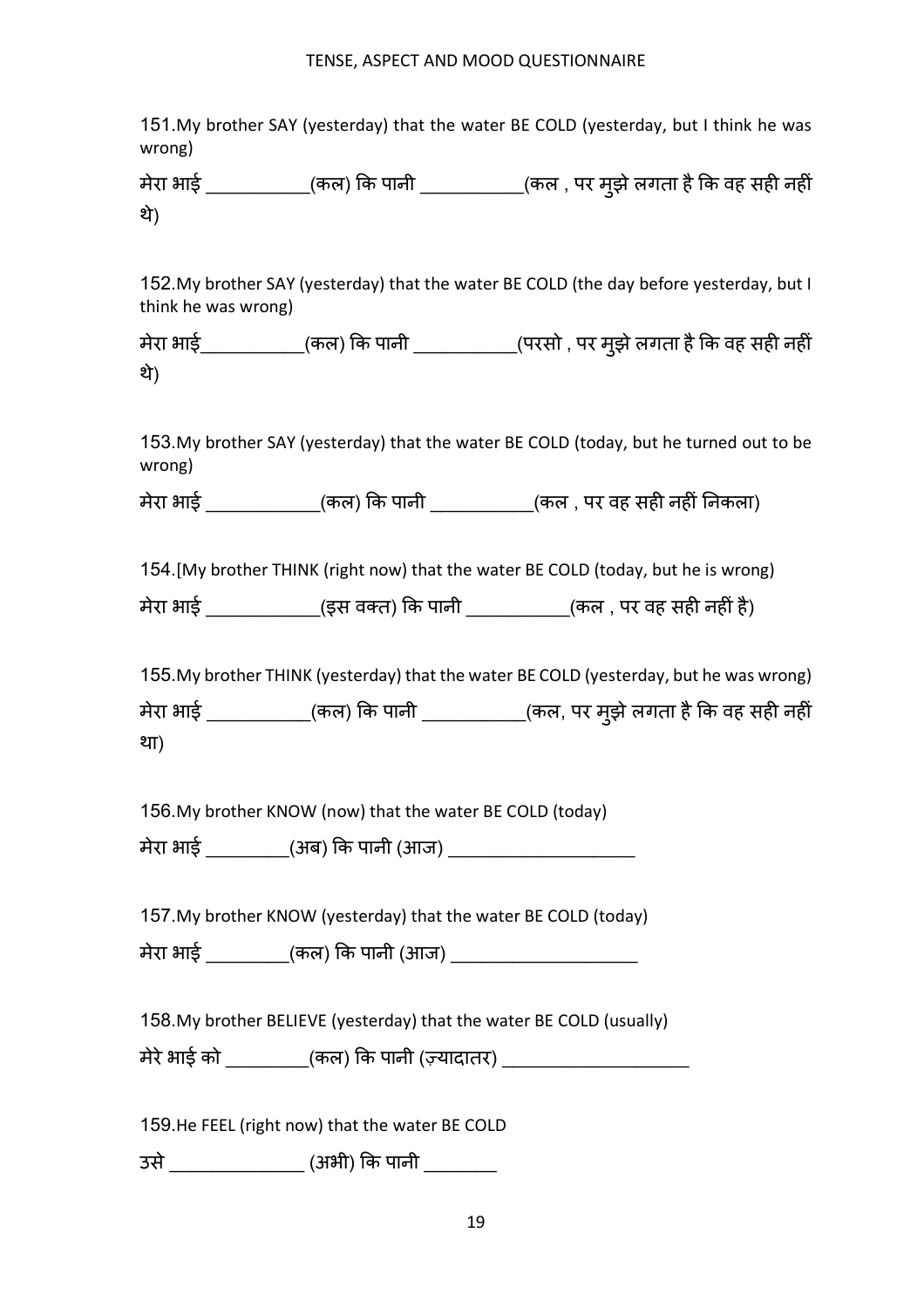151.My brother SAY (yesterday) that the water BE COLD (yesterday, but I think he was wrong)

मेरा भाई __________(कल) कि पानी __________(कल , पर मुझे लगता है कि वह सही नहीं थे)

152.My brother SAY (yesterday) that the water BE COLD (the day before yesterday, but I think he was wrong)

मेरा भाई__________(कल) कि पानी __________(परसो , पर मुझे लगता है कि वह सही नहीं थे)

153.My brother SAY (yesterday) that the water BE COLD (today, but he turned out to be wrong)

मेरा भाई ___________(कल) कि पानी __________(कल , पर वह सही नहीं निकला)

154.[My brother THINK (right now) that the water BE COLD (today, but he is wrong)

मेरा भाई ___________(इस वक्त) कि पानी __________(कल , पर वह सही नहीं है)

155.My brother THINK (yesterday) that the water BE COLD (yesterday, but he was wrong)

मेरा भाई __________(कल) कि पानी __________(कल, पर मुझे लगता है कि वह सही नहीं था)

156.My brother KNOW (now) that the water BE COLD (today)

मेरा भाई ________(अब) कि पानी (आज) __________________

157.My brother KNOW (yesterday) that the water BE COLD (today)

मेरा भाई ________(कल) कि पानी (आज) __________________

158.My brother BELIEVE (yesterday) that the water BE COLD (usually)

मेरे भाई को ________(कल) कि पानी (ज़्यादातर) __________________

159.He FEEL (right now) that the water BE COLD

उसे _____________ (अभी) कि पानी _______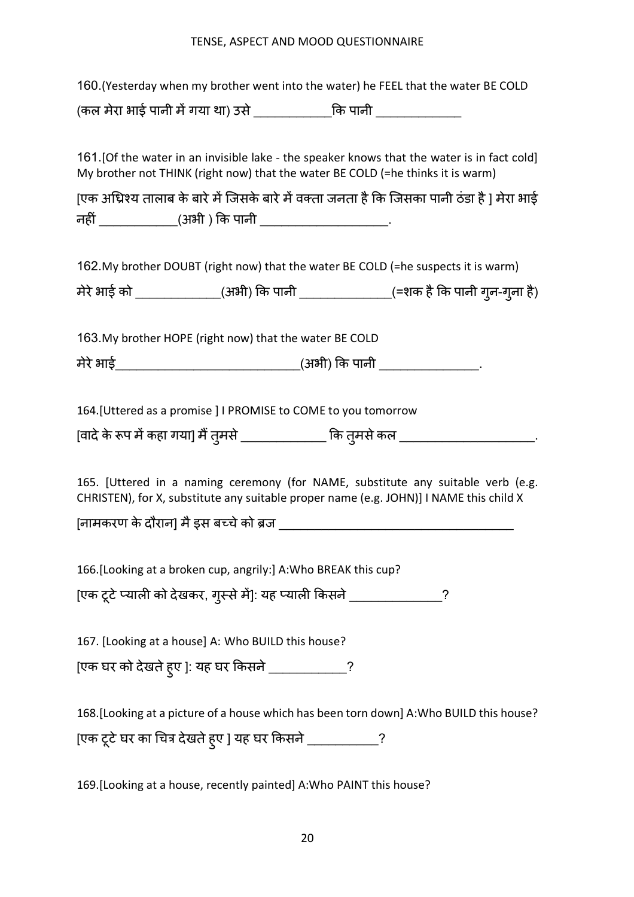160.(Yesterday when my brother went into the water) he FEEL that the water BE COLD

(कल मेरा भाई पानी में गया था) उसे ____________कि पानी _____________

161.[Of the water in an invisible lake - the speaker knows that the water is in fact cold] My brother not THINK (right now) that the water BE COLD (=he thinks it is warm)

[एक अध्रिश्य तालाब के बारे में जिसके बारे में वक्ता जनता है कि जिसका पानी ठंडा है ] मेरा भाई नहीं ____________(अभी ) कि पानी ___________________.

162.My brother DOUBT (right now) that the water BE COLD (=he suspects it is warm)

मेरे भाई को _____________(अभी) कि पानी ______________(=शक है कि पानी गुन-गुना है)

163.My brother HOPE (right now) that the water BE COLD

मेरे भाई____________________________(अभी) कि पानी _______________.

164.[Uttered as a promise ] I PROMISE to COME to you tomorrow

[वादे के रूप में कहा गया] मैं तुमसे _____________ कि तुमसे कल ____________________.

165. [Uttered in a naming ceremony (for NAME, substitute any suitable verb (e.g. CHRISTEN), for X, substitute any suitable proper name (e.g. JOHN)] I NAME this child X

[नामकरण के दौरान] मै इस बच्चे को ब्रज ____________________________________

166.[Looking at a broken cup, angrily:] A:Who BREAK this cup?

[एक टूटे प्याली को देखकर, गुस्से में]: यह प्याली किसने ______________?

167. [Looking at a house] A: Who BUILD this house?

[एक घर को देखते हुए ]: यह घर किसने ___________?

168.[Looking at a picture of a house which has been torn down] A:Who BUILD this house?

[एक टूटे घर का चित्र देखते हुए ] यह घर किसने __________?

169.[Looking at a house, recently painted] A:Who PAINT this house?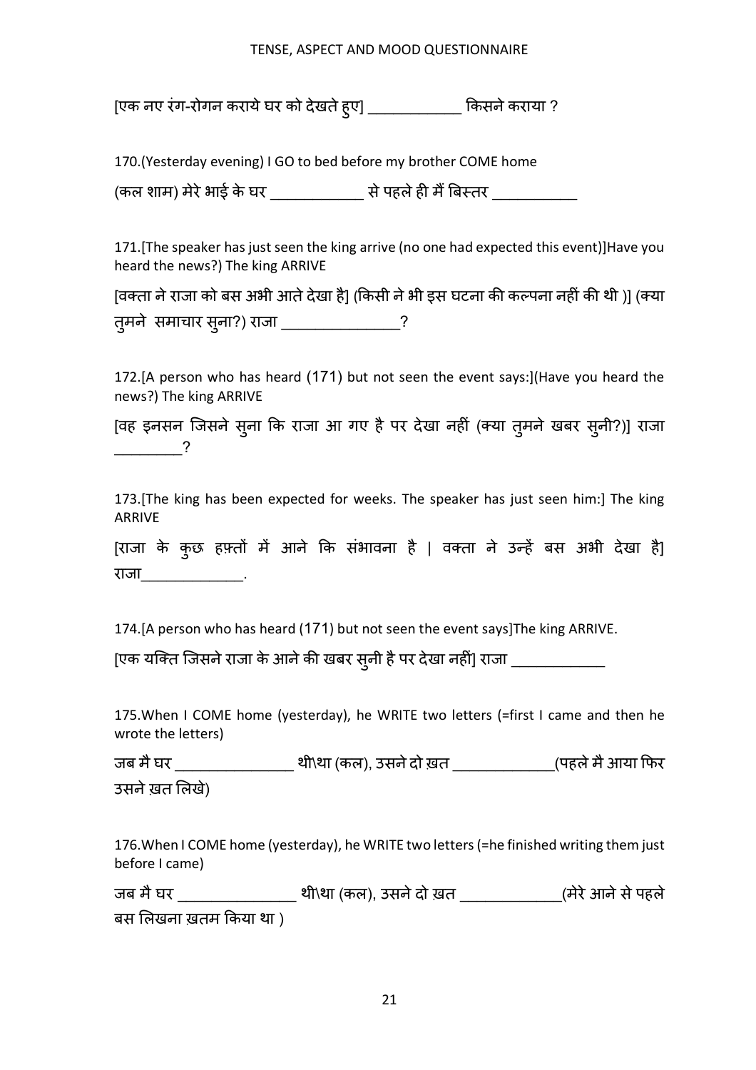[एक नए रंग-रोगन कराये घर को देखते हुए] ____________ किसने कराया ?

170.(Yesterday evening) I GO to bed before my brother COME home

(कल शाम) मेरे भाई के घर ____________ से पहले ही मैं बिस्तर ___________

171.[The speaker has just seen the king arrive (no one had expected this event)]Have you heard the news?) The king ARRIVE

[वक्ता ने राजा को बस अभी आते देखा है] (किसी ने भी इस घटना की कल्पना नहीं की थी )] (क्या तुमने समाचार सुना?) राजा _______________?

172.[A person who has heard (171) but not seen the event says:](Have you heard the news?) The king ARRIVE

[वह इनसन जिसने सुना कि राजा आ गए है पर देखा नहीं (क्या तुमने खबर सुनी?)] राजा _________?

173.[The king has been expected for weeks. The speaker has just seen him:] The king ARRIVE

[राजा के कुछ हफ़्तों में आने कि संभावना है | वक्ता ने उन्हें बस अभी देखा है] राजा_____________.

174.[A person who has heard (171) but not seen the event says]The king ARRIVE.

[एक यक्ति जिसने राजा के आने की खबर सुनी है पर देखा नहीं] राजा ____________

175.When I COME home (yesterday), he WRITE two letters (=first I came and then he wrote the letters)

जब मै घर _______________ थी\था (कल), उसने दो ख़त _____________(पहले मै आया फिर उसने ख़त लिखे)

176.When I COME home (yesterday), he WRITE two letters (=he finished writing them just before I came)

जब मै घर _______________ थी\था (कल), उसने दो ख़त _____________(मेरे आने से पहले बस लिखना ख़तम किया था )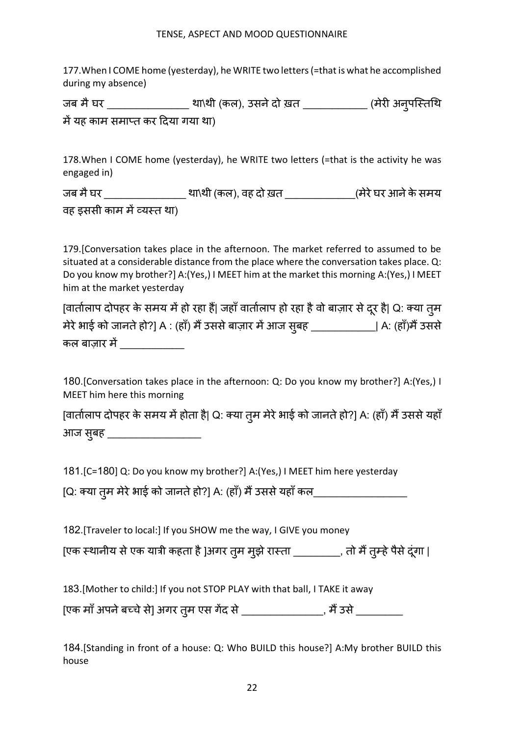177.When I COME home (yesterday), he WRITE two letters (=that is what he accomplished during my absence)

जब मै घर _______________ था\थी (कल), उसने दो ख़त ____________ (मेरी अनुपस्तिथि में यह काम समाप्त कर दिया गया था)

178.When I COME home (yesterday), he WRITE two letters (=that is the activity he was engaged in)

जब मै घर _______________ था\थी (कल), वह दो ख़त _____________(मेरे घर आने के समय वह इससी काम में व्यस्त था)

179.[Conversation takes place in the afternoon. The market referred to assumed to be situated at a considerable distance from the place where the conversation takes place. Q: Do you know my brother?] A:(Yes,) I MEET him at the market this morning A:(Yes,) I MEET him at the market yesterday

[वार्तालाप दोपहर के समय में हो रहा हैं| जहाँ वार्तालाप हो रहा है वो बाज़ार से दूर है| Q: क्या तुम मेरे भाई को जानते हो?] A : (हाँ) मैं उससे बाज़ार में आज सुबह ____________| A: (हाँ)मैं उससे कल बाज़ार में ____________

180.[Conversation takes place in the afternoon: Q: Do you know my brother?] A:(Yes,) I MEET him here this morning

[वार्तालाप दोपहर के समय में होता है| Q: क्या तुम मेरे भाई को जानते हो?] A: (हाँ) मैं उससे यहाँ आज सुबह _________________

181.[C=180] Q: Do you know my brother?] A:(Yes,) I MEET him here yesterday

[Q: क्या तुम मेरे भाई को जानते हो?] A: (हाँ) मैं उससे यहाँ कल_________________

182.[Traveler to local:] If you SHOW me the way, I GIVE you money

[एक स्थानीय से एक यात्री कहता है ]अगर तुम मुझे रास्ता _________, तो मैं तुम्हे पैसे दूंगा |

183.[Mother to child:] If you not STOP PLAY with that ball, I TAKE it away

[एक माँ अपने बच्चे से] अगर तुम एस गेंद से _______________, मैं उसे _________

184.[Standing in front of a house: Q: Who BUILD this house?] A:My brother BUILD this house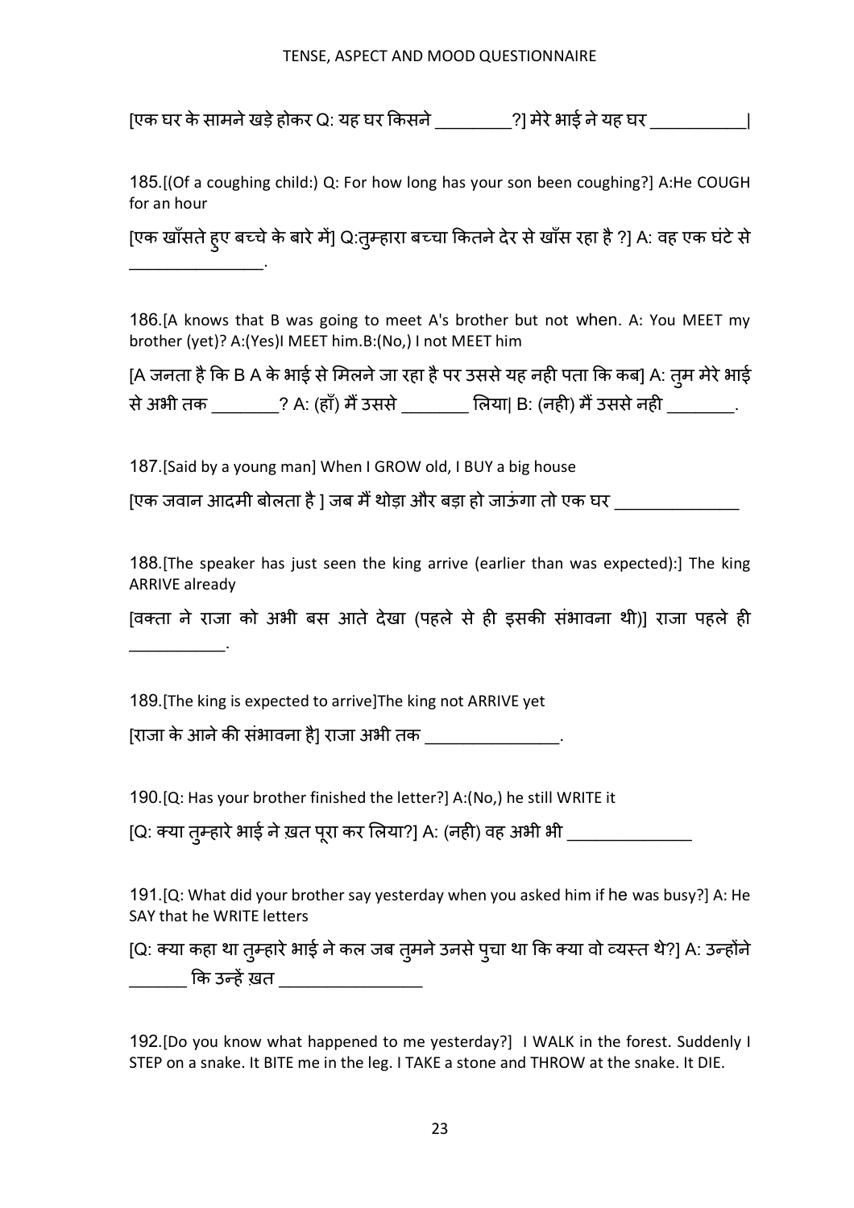[एक घर के सामने खड़े होकर Q: यह घर किसने ________?] मेरे भाई ने यह घर __________|

185.[(Of a coughing child:) Q: For how long has your son been coughing?] A:He COUGH for an hour

[एक खाँसते हुए बच्चे के बारे में] Q:तुम्हारा बच्चा कितने देर से खाँस रहा है ?] A: वह एक घंटे से _______________.

186.[A knows that B was going to meet A's brother but not when. A: You MEET my brother (yet)? A:(Yes)I MEET him.B:(No,) I not MEET him

[A जनता है कि B A के भाई से मिलने जा रहा है पर उससे यह नही पता कि कब] A: तुम मेरे भाई से अभी तक _______? A: (हाँ) मैं उससे _______ लिया| B: (नही) मैं उससे नही _______.

187.[Said by a young man] When I GROW old, I BUY a big house

[एक जवान आदमी बोलता है ] जब मैं थोड़ा और बड़ा हो जाऊंगा तो एक घर _____________

188.[The speaker has just seen the king arrive (earlier than was expected):] The king ARRIVE already

[वक्ता ने राजा को अभी बस आते देखा (पहले से ही इसकी संभावना थी)] राजा पहले ही __________.

189.[The king is expected to arrive]The king not ARRIVE yet

[राजा के आने की संभावना है] राजा अभी तक _______________.

190.[Q: Has your brother finished the letter?] A:(No,) he still WRITE it

[Q: क्या तुम्हारे भाई ने ख़त पूरा कर लिया?] A: (नही) वह अभी भी _____________

191.[Q: What did your brother say yesterday when you asked him if he was busy?] A: He SAY that he WRITE letters

[Q: क्या कहा था तुम्हारे भाई ने कल जब तुमने उनसे पुचा था कि क्या वो व्यस्त थे?] A: उन्होंने ______ कि उन्हें ख़त ________________

192.[Do you know what happened to me yesterday?] I WALK in the forest. Suddenly I STEP on a snake. It BITE me in the leg. I TAKE a stone and THROW at the snake. It DIE.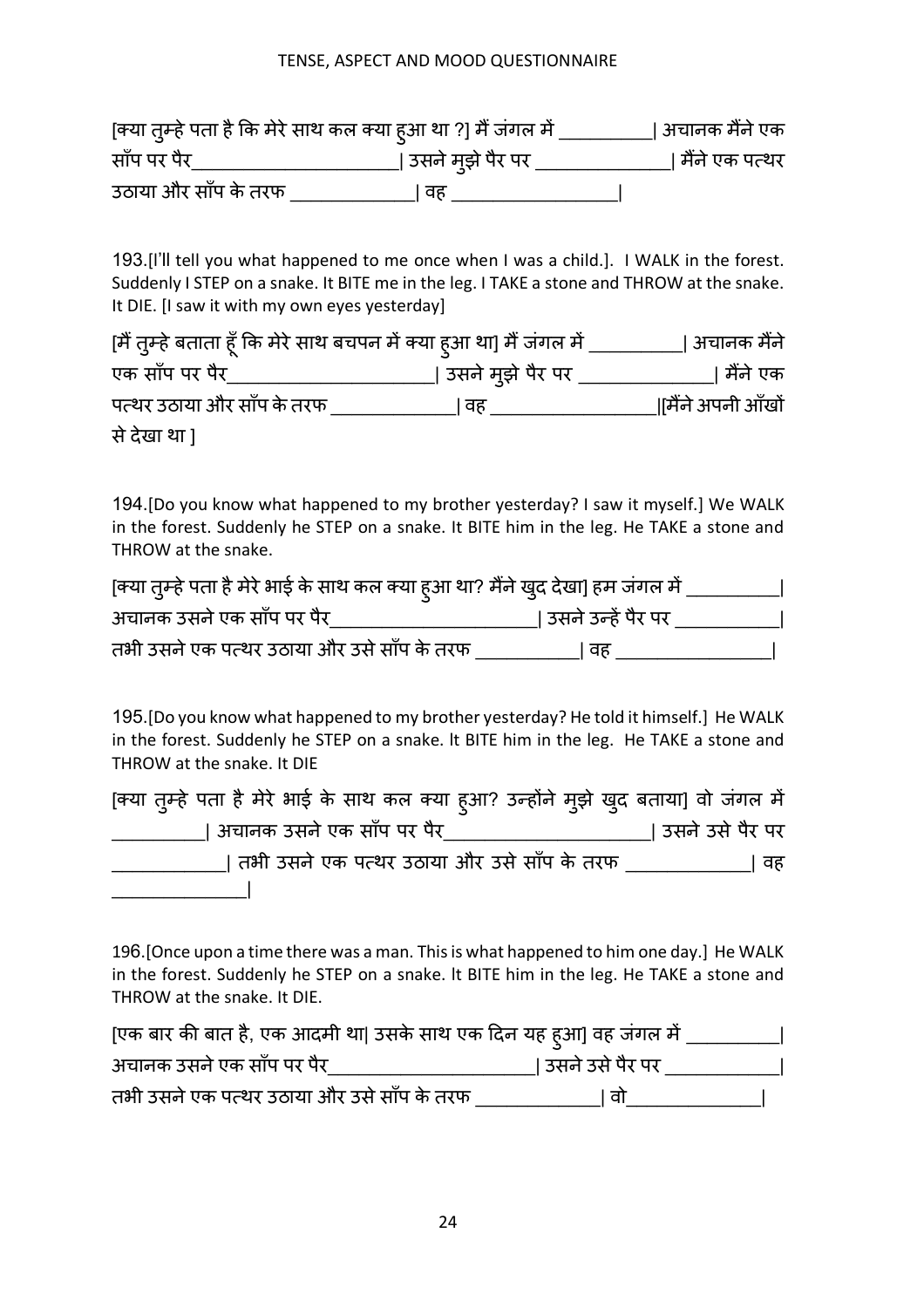[क्या तुम्हे पता है कि मेरे साथ कल क्या हुआ था ?] मैं जंगल में __________| अचानक मैंने एक साँप पर पैर______________________| उसने मुझे पैर पर ______________| मैंने एक पत्थर उठाया और साँप के तरफ _____________| वह __________________|

193.[I'll tell you what happened to me once when I was a child.]. I WALK in the forest. Suddenly I STEP on a snake. It BITE me in the leg. I TAKE a stone and THROW at the snake. It DIE. [I saw it with my own eyes yesterday]

[मैं तुम्हे बताता हूँ कि मेरे साथ बचपन में क्या हुआ था] मैं जंगल में __________| अचानक मैंने एक साँप पर पैर______________________| उसने मुझे पैर पर ______________| मैंने एक पत्थर उठाया और साँप के तरफ _____________| वह __________________|[मैंने अपनी आँखों से देखा था ]

194.[Do you know what happened to my brother yesterday? I saw it myself.] We WALK in the forest. Suddenly he STEP on a snake. It BITE him in the leg. He TAKE a stone and THROW at the snake.

[क्या तुम्हे पता है मेरे भाई के साथ कल क्या हुआ था? मैंने खुद देखा] हम जंगल में __________| अचानक उसने एक साँप पर पैर______________________| उसने उन्हें पैर पर ___________| तभी उसने एक पत्थर उठाया और उसे साँप के तरफ ___________| वह _________________|

195.[Do you know what happened to my brother yesterday? He told it himself.] He WALK in the forest. Suddenly he STEP on a snake. It BITE him in the leg. He TAKE a stone and THROW at the snake. It DIE

[क्या तुम्हे पता है मेरे भाई के साथ कल क्या हुआ? उन्होंने मुझे खुद बताया] वो जंगल में __________| अचानक उसने एक साँप पर पैर______________________| उसने उसे पैर पर ____________| तभी उसने एक पत्थर उठाया और उसे साँप के तरफ _____________| वह ______________|

196.[Once upon a time there was a man. This is what happened to him one day.] He WALK in the forest. Suddenly he STEP on a snake. It BITE him in the leg. He TAKE a stone and THROW at the snake. It DIE.

[एक बार की बात है, एक आदमी था| उसके साथ एक दिन यह हुआ] वह जंगल में __________| अचानक उसने एक साँप पर पैर______________________| उसने उसे पैर पर ____________| तभी उसने एक पत्थर उठाया और उसे साँप के तरफ _____________| वो______________|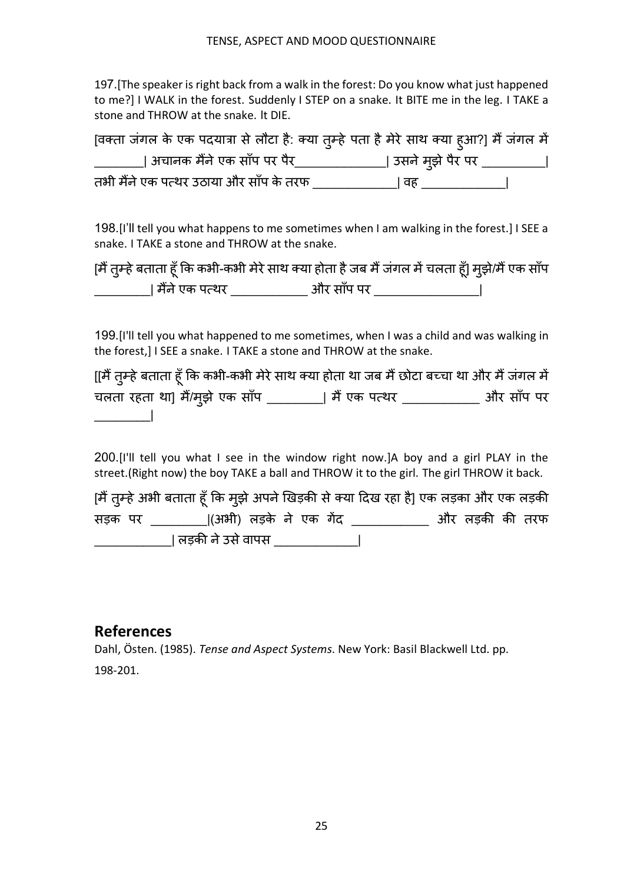197.[The speaker is right back from a walk in the forest: Do you know what just happened to me?] I WALK in the forest. Suddenly I STEP on a snake. It BITE me in the leg. I TAKE a stone and THROW at the snake. It DIE.

[वक्ता जंगल के एक पदयात्रा से लौटा है: क्या तुम्हे पता है मेरे साथ क्या हुआ?] मैं जंगल में ________| अचानक मैंने एक साँप पर पैर______________| उसने मुझे पैर पर __________| तभी मैंने एक पत्थर उठाया और साँप के तरफ _____________| वह _____________|

198.[I'll tell you what happens to me sometimes when I am walking in the forest.] I SEE a snake. I TAKE a stone and THROW at the snake.

[मैं तुम्हे बताता हूँ कि कभी-कभी मेरे साथ क्या होता है जब मैं जंगल में चलता हूँ] मुझे/मैं एक साँप _________| मैंने एक पत्थर ____________ और साँप पर ________________|

199.[I'll tell you what happened to me sometimes, when I was a child and was walking in the forest,] I SEE a snake. I TAKE a stone and THROW at the snake.

[[मैं तुम्हे बताता हूँ कि कभी-कभी मेरे साथ क्या होता था जब मैं छोटा बच्चा था और मैं जंगल में चलता रहता था] मैं/मुझे एक साँप _________| मैं एक पत्थर ____________ और साँप पर _________|

200.[I'll tell you what I see in the window right now.]A boy and a girl PLAY in the street.(Right now) the boy TAKE a ball and THROW it to the girl. The girl THROW it back.

[मैं तुम्हे अभी बताता हूँ कि मुझे अपने खिड़की से क्या दिख रहा है] एक लड़का और एक लड़की सड़क पर _________|(अभी) लड़के ने एक गेंद ____________ और लड़की की तरफ ____________| लड़की ने उसे वापस _____________|

## References

Dahl, Östen. (1985). *Tense and Aspect Systems*. New York: Basil Blackwell Ltd. pp. 198-201.